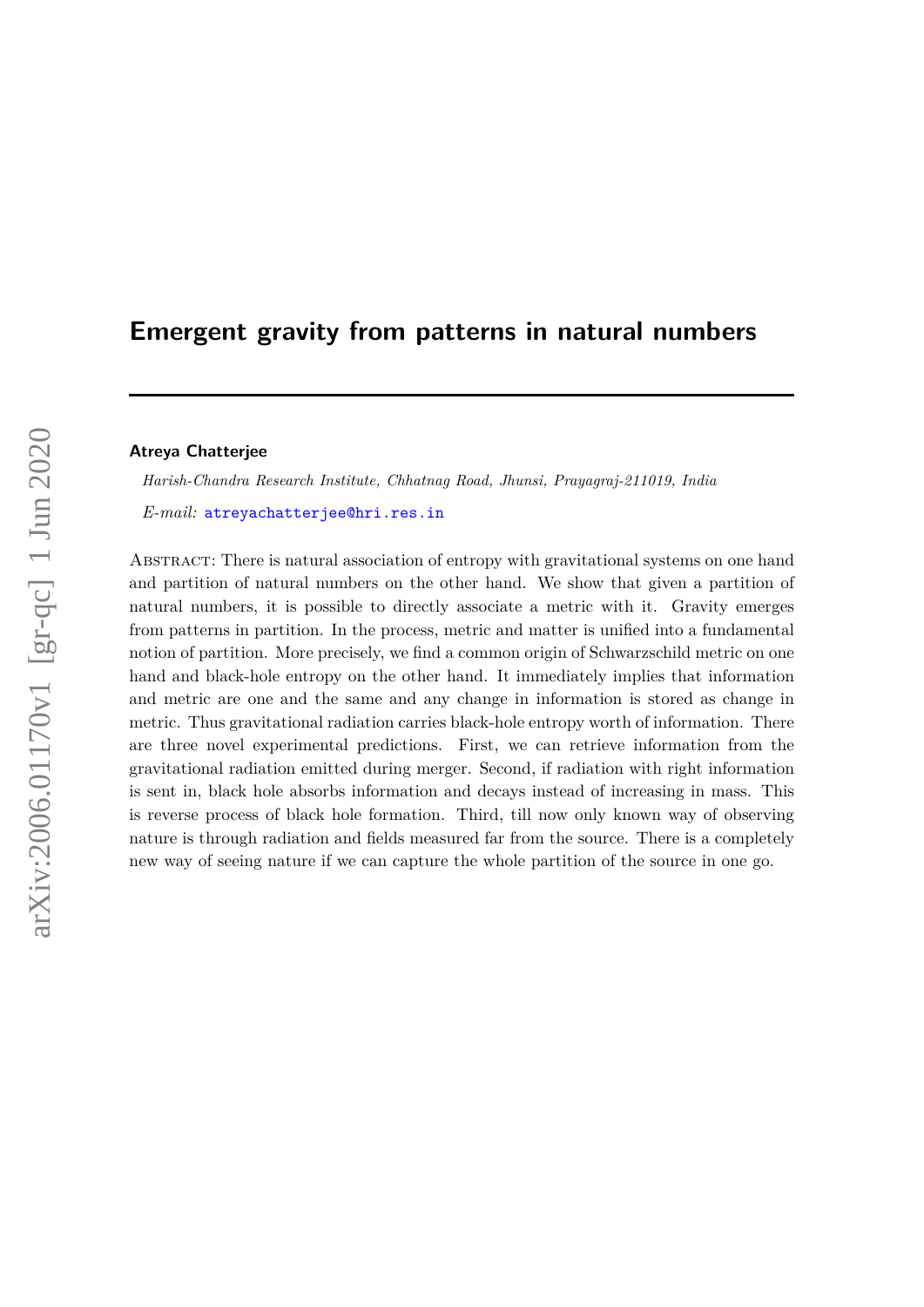# Emergent gravity from patterns in natural numbers

**Atreya Chatterjee**

*Harish-Chandra Research Institute, Chhatnag Road, Jhunsi, Prayagraj-211019, India*

*E-mail:* atreyachatterjee@hri.res.in

Abstract: There is natural association of entropy with gravitational systems on one hand and partition of natural numbers on the other hand. We show that given a partition of natural numbers, it is possible to directly associate a metric with it. Gravity emerges from patterns in partition. In the process, metric and matter is unified into a fundamental notion of partition. More precisely, we find a common origin of Schwarzschild metric on one hand and black-hole entropy on the other hand. It immediately implies that information and metric are one and the same and any change in information is stored as change in metric. Thus gravitational radiation carries black-hole entropy worth of information. There are three novel experimental predictions. First, we can retrieve information from the gravitational radiation emitted during merger. Second, if radiation with right information is sent in, black hole absorbs information and decays instead of increasing in mass. This is reverse process of black hole formation. Third, till now only known way of observing nature is through radiation and fields measured far from the source. There is a completely new way of seeing nature if we can capture the whole partition of the source in one go.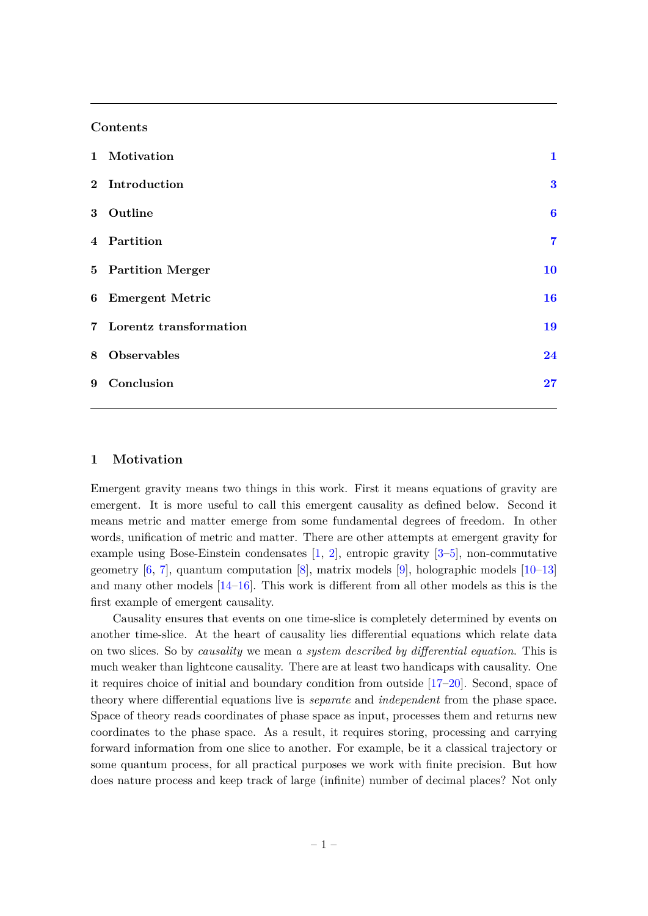## Contents

| | | |
|---|---|---|
| 1 | Motivation | 1 |
| 2 | Introduction | 3 |
| 3 | Outline | 6 |
| 4 | Partition | 7 |
| 5 | Partition Merger | 10 |
| 6 | Emergent Metric | 16 |
| 7 | Lorentz transformation | 19 |
| 8 | Observables | 24 |
| 9 | Conclusion | 27 |

## 1 Motivation

Emergent gravity means two things in this work. First it means equations of gravity are emergent. It is more useful to call this emergent causality as defined below. Second it means metric and matter emerge from some fundamental degrees of freedom. In other words, unification of metric and matter. There are other attempts at emergent gravity for example using Bose-Einstein condensates [1, 2], entropic gravity [3–5], non-commutative geometry [6, 7], quantum computation [8], matrix models [9], holographic models [10–13] and many other models [14–16]. This work is different from all other models as this is the first example of emergent causality.

Causality ensures that events on one time-slice is completely determined by events on another time-slice. At the heart of causality lies differential equations which relate data on two slices. So by *causality* we mean *a system described by differential equation*. This is much weaker than lightcone causality. There are at least two handicaps with causality. One it requires choice of initial and boundary condition from outside [17–20]. Second, space of theory where differential equations live is *separate* and *independent* from the phase space. Space of theory reads coordinates of phase space as input, processes them and returns new coordinates to the phase space. As a result, it requires storing, processing and carrying forward information from one slice to another. For example, be it a classical trajectory or some quantum process, for all practical purposes we work with finite precision. But how does nature process and keep track of large (infinite) number of decimal places? Not only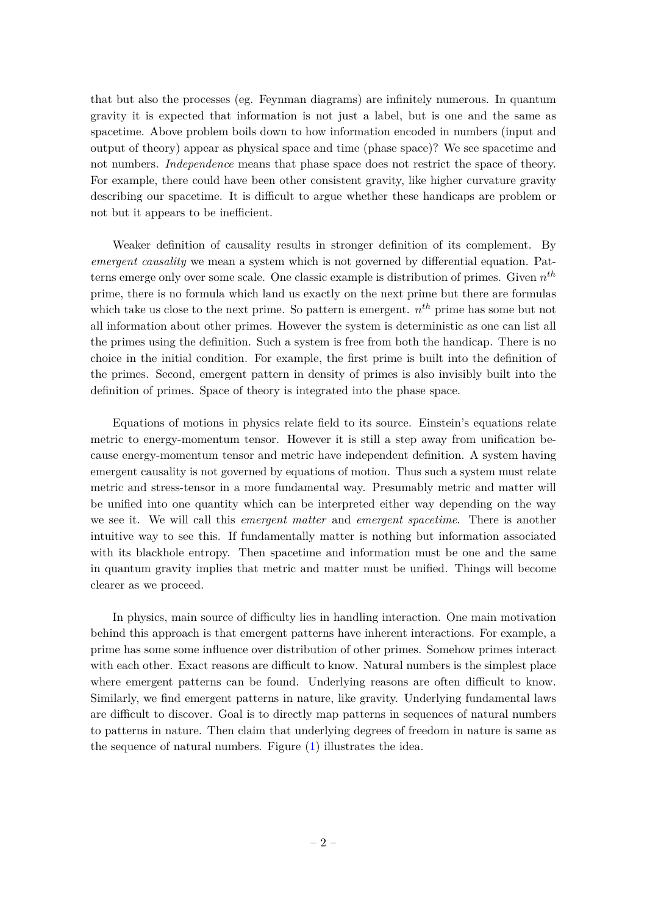that but also the processes (eg. Feynman diagrams) are infinitely numerous. In quantum gravity it is expected that information is not just a label, but is one and the same as spacetime. Above problem boils down to how information encoded in numbers (input and output of theory) appear as physical space and time (phase space)? We see spacetime and not numbers. *Independence* means that phase space does not restrict the space of theory. For example, there could have been other consistent gravity, like higher curvature gravity describing our spacetime. It is difficult to argue whether these handicaps are problem or not but it appears to be inefficient.

Weaker definition of causality results in stronger definition of its complement. By *emergent causality* we mean a system which is not governed by differential equation. Patterns emerge only over some scale. One classic example is distribution of primes. Given $n^{th}$ prime, there is no formula which land us exactly on the next prime but there are formulas which take us close to the next prime. So pattern is emergent. $n^{th}$ prime has some but not all information about other primes. However the system is deterministic as one can list all the primes using the definition. Such a system is free from both the handicap. There is no choice in the initial condition. For example, the first prime is built into the definition of the primes. Second, emergent pattern in density of primes is also invisibly built into the definition of primes. Space of theory is integrated into the phase space.

Equations of motions in physics relate field to its source. Einstein's equations relate metric to energy-momentum tensor. However it is still a step away from unification because energy-momentum tensor and metric have independent definition. A system having emergent causality is not governed by equations of motion. Thus such a system must relate metric and stress-tensor in a more fundamental way. Presumably metric and matter will be unified into one quantity which can be interpreted either way depending on the way we see it. We will call this *emergent matter* and *emergent spacetime*. There is another intuitive way to see this. If fundamentally matter is nothing but information associated with its blackhole entropy. Then spacetime and information must be one and the same in quantum gravity implies that metric and matter must be unified. Things will become clearer as we proceed.

In physics, main source of difficulty lies in handling interaction. One main motivation behind this approach is that emergent patterns have inherent interactions. For example, a prime has some some influence over distribution of other primes. Somehow primes interact with each other. Exact reasons are difficult to know. Natural numbers is the simplest place where emergent patterns can be found. Underlying reasons are often difficult to know. Similarly, we find emergent patterns in nature, like gravity. Underlying fundamental laws are difficult to discover. Goal is to directly map patterns in sequences of natural numbers to patterns in nature. Then claim that underlying degrees of freedom in nature is same as the sequence of natural numbers. Figure (1) illustrates the idea.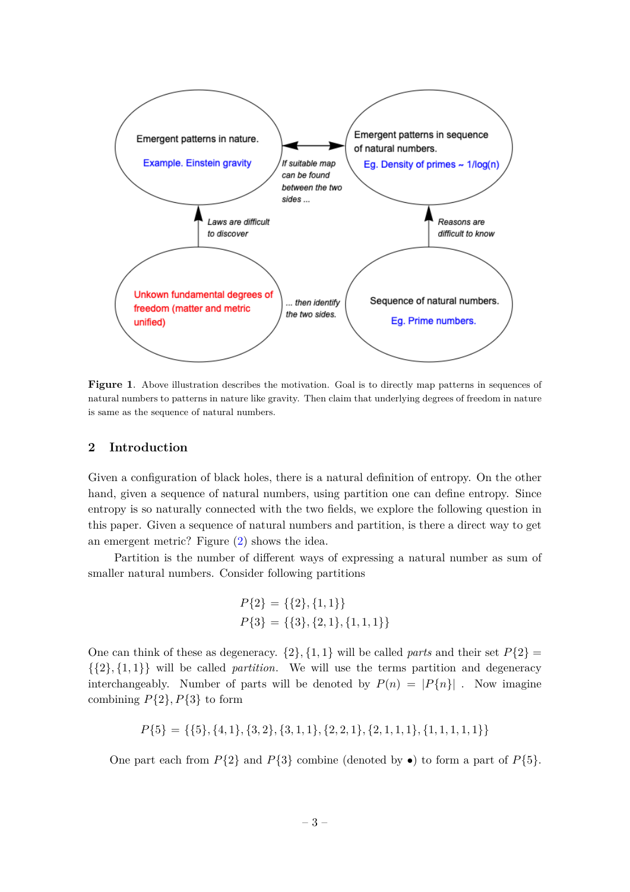**Figure 1**. Above illustration describes the motivation. Goal is to directly map patterns in sequences of natural numbers to patterns in nature like gravity. Then claim that underlying degrees of freedom in nature is same as the sequence of natural numbers.

## 2 Introduction

Given a configuration of black holes, there is a natural definition of entropy. On the other hand, given a sequence of natural numbers, using partition one can define entropy. Since entropy is so naturally connected with the two fields, we explore the following question in this paper. Given a sequence of natural numbers and partition, is there a direct way to get an emergent metric? Figure (2) shows the idea.

Partition is the number of different ways of expressing a natural number as sum of smaller natural numbers. Consider following partitions

$$
\begin{aligned}
P\{2\} &= \{\{2\},\{1,1\}\} \\
P\{3\} &= \{\{3\},\{2,1\},\{1,1,1\}\}
\end{aligned}
$$

One can think of these as degeneracy. $\{2\},\{1,1\}$ will be called *parts* and their set $P\{2\} = \{\{2\},\{1,1\}\}$ will be called *partition*. We will use the terms partition and degeneracy interchangeably. Number of parts will be denoted by $P(n) = |P\{n\}|$ . Now imagine combining $P\{2\}, P\{3\}$ to form

$$
P\{5\} = \{\{5\},\{4,1\},\{3,2\},\{3,1,1\},\{2,2,1\},\{2,1,1,1\},\{1,1,1,1,1\}\}
$$

One part each from $P\{2\}$ and $P\{3\}$ combine (denoted by $\bullet$) to form a part of $P\{5\}$.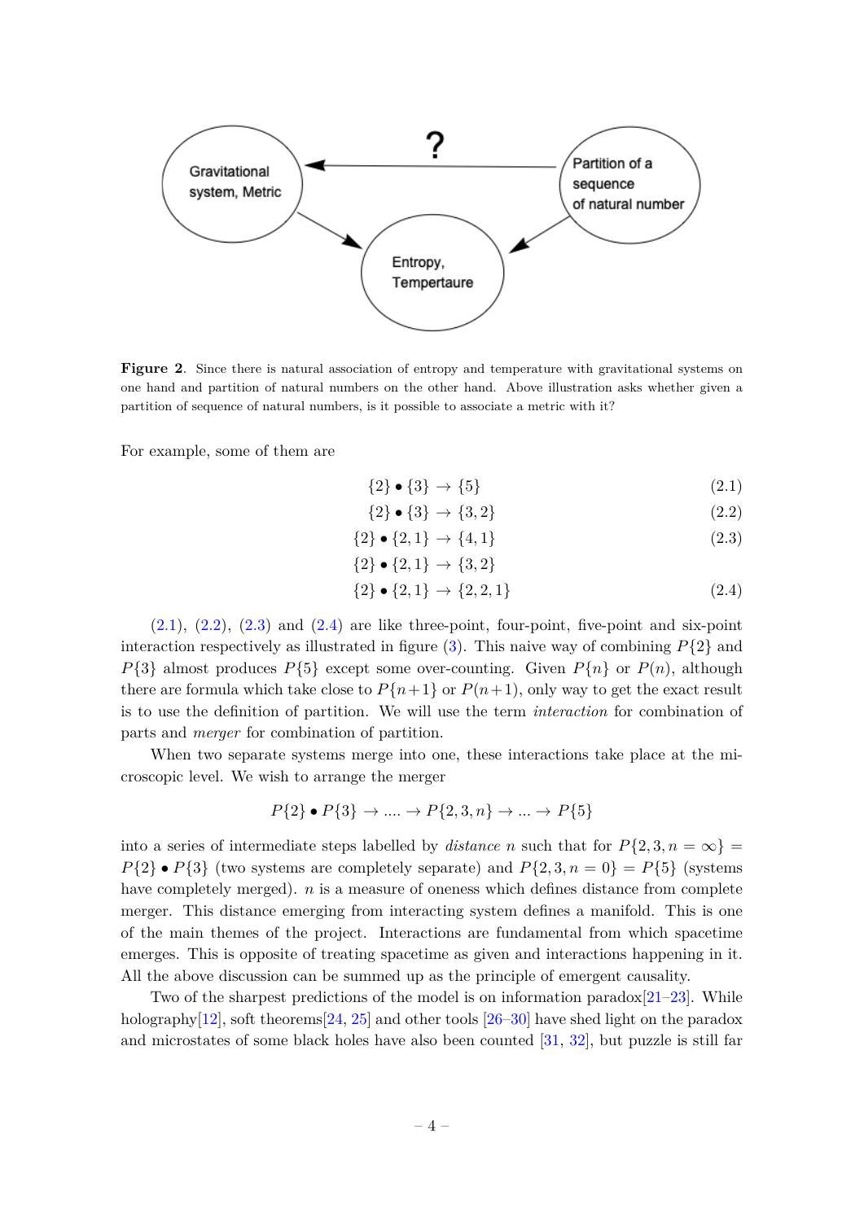**Figure 2**. Since there is natural association of entropy and temperature with gravitational systems on one hand and partition of natural numbers on the other hand. Above illustration asks whether given a partition of sequence of natural numbers, is it possible to associate a metric with it?

For example, some of them are

$$\{2\} \bullet \{3\} \rightarrow \{5\} \tag{2.1}$$

$$\{2\} \bullet \{3\} \rightarrow \{3, 2\} \tag{2.2}$$

$$\{2\} \bullet \{2, 1\} \rightarrow \{4, 1\} \tag{2.3}$$

$$\{2\} \bullet \{2, 1\} \rightarrow \{3, 2\}$$

$$\{2\} \bullet \{2, 1\} \rightarrow \{2, 2, 1\} \tag{2.4}$$

(2.1), (2.2), (2.3) and (2.4) are like three-point, four-point, five-point and six-point interaction respectively as illustrated in figure (3). This naive way of combining $P\{2\}$ and $P\{3\}$ almost produces $P\{5\}$ except some over-counting. Given $P\{n\}$ or $P(n)$, although there are formula which take close to $P\{n+1\}$ or $P(n+1)$, only way to get the exact result is to use the definition of partition. We will use the term *interaction* for combination of parts and *merger* for combination of partition.

When two separate systems merge into one, these interactions take place at the microscopic level. We wish to arrange the merger

$$P\{2\} \bullet P\{3\} \rightarrow .... \rightarrow P\{2, 3, n\} \rightarrow ... \rightarrow P\{5\}$$

into a series of intermediate steps labelled by *distance* $n$ such that for $P\{2, 3, n = \infty\} = P\{2\} \bullet P\{3\}$ (two systems are completely separate) and $P\{2, 3, n = 0\} = P\{5\}$ (systems have completely merged). $n$ is a measure of oneness which defines distance from complete merger. This distance emerging from interacting system defines a manifold. This is one of the main themes of the project. Interactions are fundamental from which spacetime emerges. This is opposite of treating spacetime as given and interactions happening in it. All the above discussion can be summed up as the principle of emergent causality.

Two of the sharpest predictions of the model is on information paradox[21–23]. While holography[12], soft theorems[24, 25] and other tools [26–30] have shed light on the paradox and microstates of some black holes have also been counted [31, 32], but puzzle is still far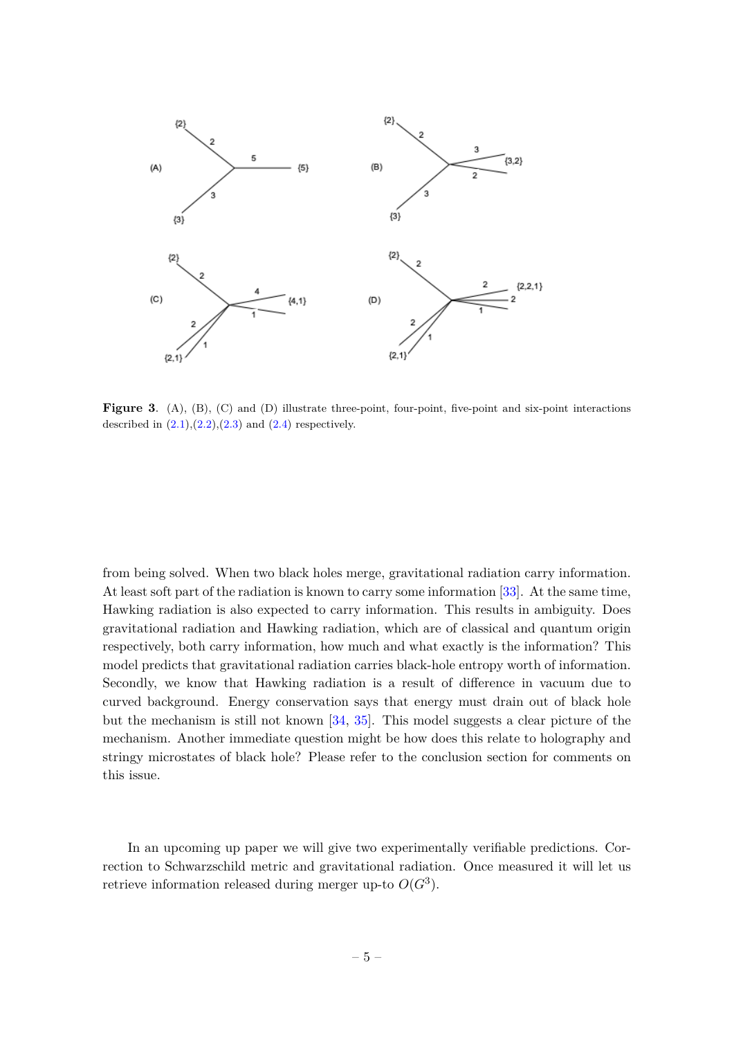**Figure 3**. (A), (B), (C) and (D) illustrate three-point, four-point, five-point and six-point interactions described in (2.1),(2.2),(2.3) and (2.4) respectively.

from being solved. When two black holes merge, gravitational radiation carry information. At least soft part of the radiation is known to carry some information [33]. At the same time, Hawking radiation is also expected to carry information. This results in ambiguity. Does gravitational radiation and Hawking radiation, which are of classical and quantum origin respectively, both carry information, how much and what exactly is the information? This model predicts that gravitational radiation carries black-hole entropy worth of information. Secondly, we know that Hawking radiation is a result of difference in vacuum due to curved background. Energy conservation says that energy must drain out of black hole but the mechanism is still not known [34, 35]. This model suggests a clear picture of the mechanism. Another immediate question might be how does this relate to holography and stringy microstates of black hole? Please refer to the conclusion section for comments on this issue.

In an upcoming up paper we will give two experimentally verifiable predictions. Correction to Schwarzschild metric and gravitational radiation. Once measured it will let us retrieve information released during merger up-to $O(G^3)$.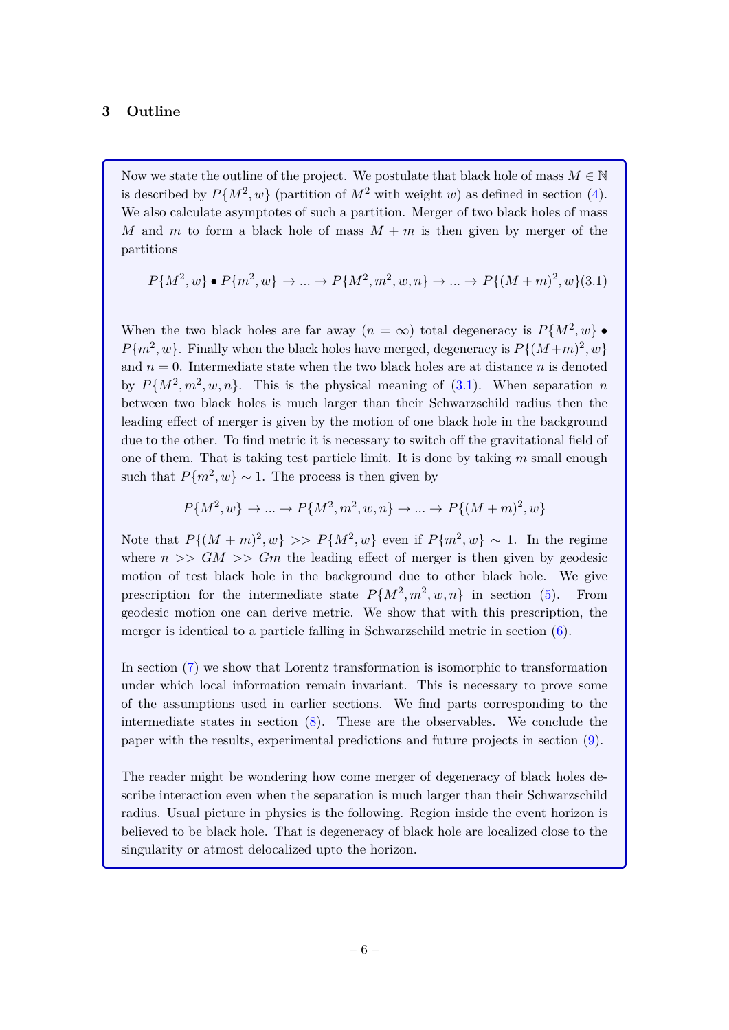## 3 Outline

Now we state the outline of the project. We postulate that black hole of mass $M \in \mathbb{N}$ is described by $P\{M^2, w\}$ (partition of $M^2$ with weight $w$) as defined in section (4). We also calculate asymptotes of such a partition. Merger of two black holes of mass $M$ and $m$ to form a black hole of mass $M + m$ is then given by merger of the partitions

$$P\{M^2, w\} \bullet P\{m^2, w\} \to ... \to P\{M^2, m^2, w, n\} \to ... \to P\{(M+m)^2, w\} \tag{3.1}$$

When the two black holes are far away ($n = \infty$) total degeneracy is $P\{M^2, w\} \bullet P\{m^2, w\}$. Finally when the black holes have merged, degeneracy is $P\{(M+m)^2, w\}$ and $n = 0$. Intermediate state when the two black holes are at distance $n$ is denoted by $P\{M^2, m^2, w, n\}$. This is the physical meaning of (3.1). When separation $n$ between two black holes is much larger than their Schwarzschild radius then the leading effect of merger is given by the motion of one black hole in the background due to the other. To find metric it is necessary to switch off the gravitational field of one of them. That is taking test particle limit. It is done by taking $m$ small enough such that $P\{m^2, w\} \sim 1$. The process is then given by

$$P\{M^2, w\} \to ... \to P\{M^2, m^2, w, n\} \to ... \to P\{(M+m)^2, w\}$$

Note that $P\{(M+m)^2, w\} >> P\{M^2, w\}$ even if $P\{m^2, w\} \sim 1$. In the regime where $n >> GM >> Gm$ the leading effect of merger is then given by geodesic motion of test black hole in the background due to other black hole. We give prescription for the intermediate state $P\{M^2, m^2, w, n\}$ in section (5). From geodesic motion one can derive metric. We show that with this prescription, the merger is identical to a particle falling in Schwarzschild metric in section (6).

In section (7) we show that Lorentz transformation is isomorphic to transformation under which local information remain invariant. This is necessary to prove some of the assumptions used in earlier sections. We find parts corresponding to the intermediate states in section (8). These are the observables. We conclude the paper with the results, experimental predictions and future projects in section (9).

The reader might be wondering how come merger of degeneracy of black holes describe interaction even when the separation is much larger than their Schwarzschild radius. Usual picture in physics is the following. Region inside the event horizon is believed to be black hole. That is degeneracy of black hole are localized close to the singularity or atmost delocalized upto the horizon.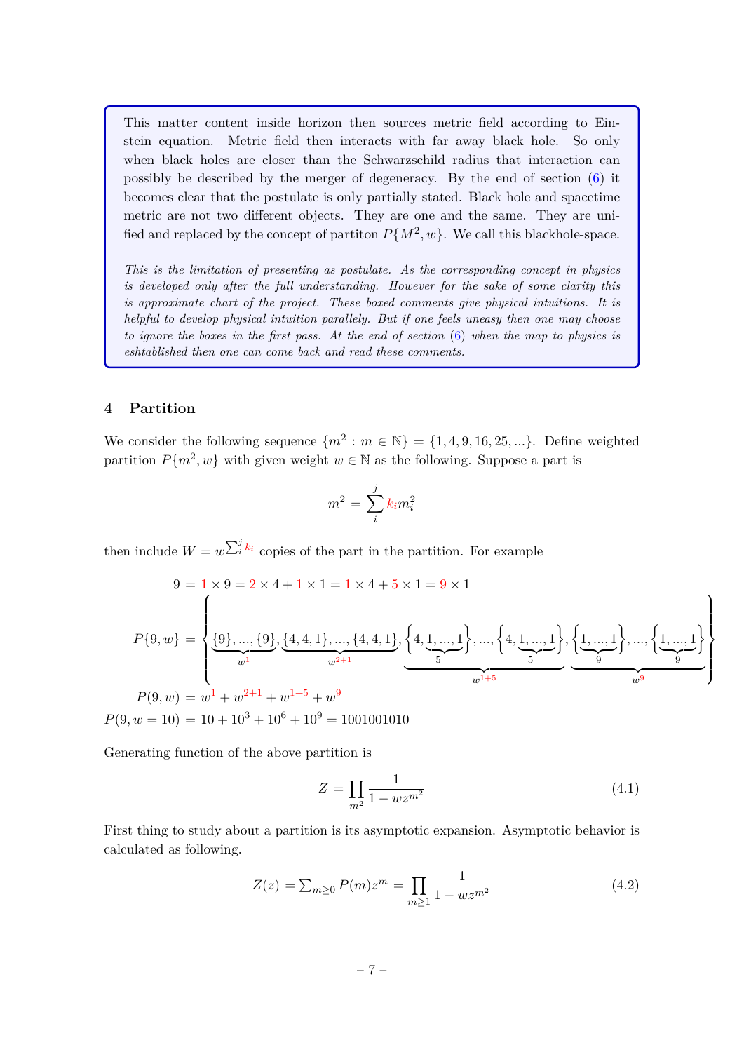This matter content inside horizon then sources metric field according to Einstein equation. Metric field then interacts with far away black hole. So only when black holes are closer than the Schwarzschild radius that interaction can possibly be described by the merger of degeneracy. By the end of section (6) it becomes clear that the postulate is only partially stated. Black hole and spacetime metric are not two different objects. They are one and the same. They are unified and replaced by the concept of partiton $P\{M^2, w\}$. We call this blackhole-space.

*This is the limitation of presenting as postulate. As the corresponding concept in physics is developed only after the full understanding. However for the sake of some clarity this is approximate chart of the project. These boxed comments give physical intuitions. It is helpful to develop physical intuition parallely. But if one feels uneasy then one may choose to ignore the boxes in the first pass. At the end of section (6) when the map to physics is eshtablished then one can come back and read these comments.*

## 4 Partition

We consider the following sequence $\{m^2 : m \in \mathbb{N}\} = \{1, 4, 9, 16, 25, ...\}$. Define weighted partition $P\{m^2, w\}$ with given weight $w \in \mathbb{N}$ as the following. Suppose a part is

$$m^2 = \sum_i^j k_i m_i^2$$

then include $W = w^{\sum_i^j k_i}$ copies of the part in the partition. For example

$$9 = 1 \times 9 = 2 \times 4 + 1 \times 1 = 1 \times 4 + 5 \times 1 = 9 \times 1$$

$$P\{9, w\} = \left\{ \underbrace{\{9\}, ..., \{9\}}_{w^1}, \underbrace{\{4, 4, 1\}, ..., \{4, 4, 1\}}_{w^{2+1}}, \underbrace{\Big\{4, \underbrace{1, ..., 1}_{5}\Big\}, ..., \Big\{4, \underbrace{1, ..., 1}_{5}\Big\}}_{w^{1+5}}, \underbrace{\Big\{\underbrace{1, ..., 1}_{9}\Big\}, ..., \Big\{\underbrace{1, ..., 1}_{9}\Big\}}_{w^9} \right\}$$

$$P(9, w) = w^1 + w^{2+1} + w^{1+5} + w^9$$

$$P(9, w = 10) = 10 + 10^3 + 10^6 + 10^9 = 1001001010$$

Generating function of the above partition is

$$Z = \prod_{m^2} \frac{1}{1 - wz^{m^2}} \tag{4.1}$$

First thing to study about a partition is its asymptotic expansion. Asymptotic behavior is calculated as following.

$$Z(z) = \textstyle\sum_{m \geq 0} P(m) z^m = \displaystyle\prod_{m \geq 1} \frac{1}{1 - wz^{m^2}} \tag{4.2}$$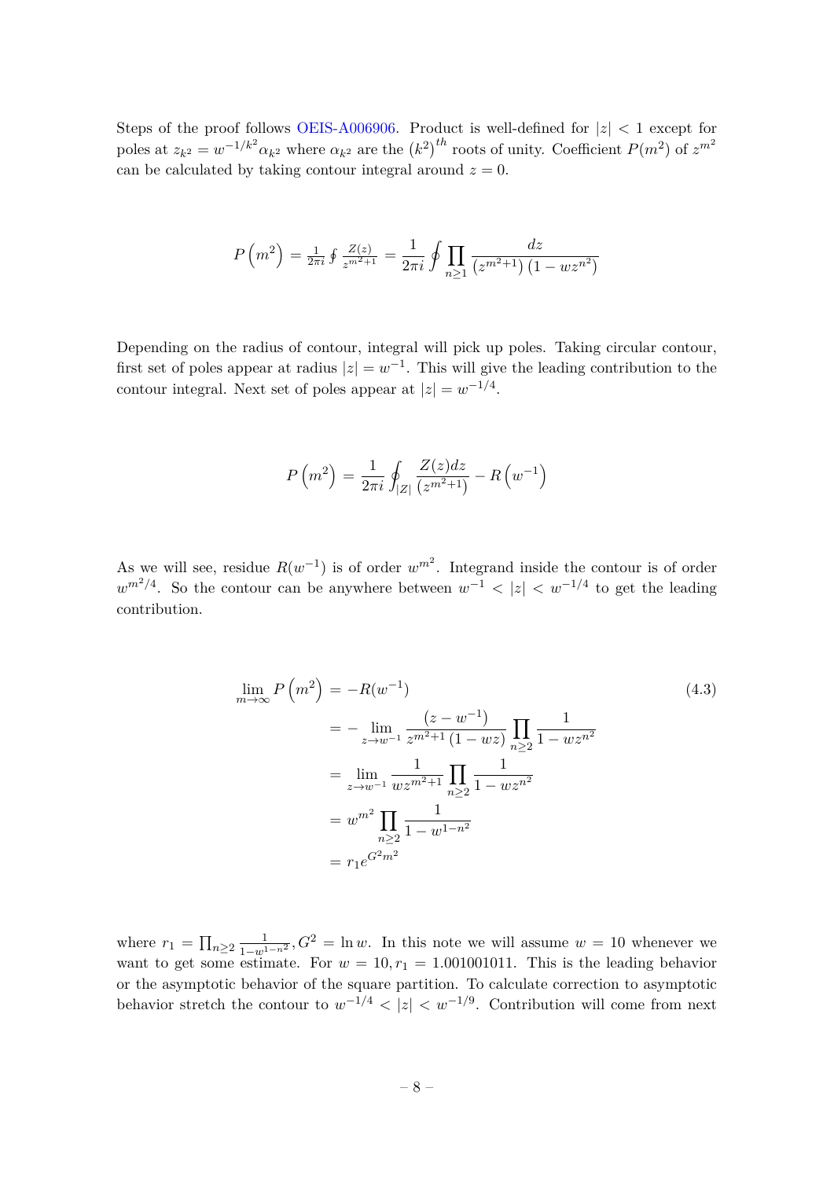Steps of the proof follows OEIS-A006906. Product is well-defined for $|z| < 1$ except for poles at $z_{k^2} = w^{-1/k^2}\alpha_{k^2}$ where $\alpha_{k^2}$ are the $\left(k^2\right)^{th}$ roots of unity. Coefficient $P(m^2)$ of $z^{m^2}$ can be calculated by taking contour integral around $z = 0$.

$$P\left(m^2\right) = \tfrac{1}{2\pi i}\oint \tfrac{Z(z)}{z^{m^2+1}} = \frac{1}{2\pi i}\oint \prod_{n\geq 1} \frac{dz}{\left(z^{m^2+1}\right)\left(1 - wz^{n^2}\right)}$$

Depending on the radius of contour, integral will pick up poles. Taking circular contour, first set of poles appear at radius $|z| = w^{-1}$. This will give the leading contribution to the contour integral. Next set of poles appear at $|z| = w^{-1/4}$.

$$P\left(m^2\right) = \frac{1}{2\pi i}\oint_{|Z|} \frac{Z(z)dz}{\left(z^{m^2+1}\right)} - R\left(w^{-1}\right)$$

As we will see, residue $R(w^{-1})$ is of order $w^{m^2}$. Integrand inside the contour is of order $w^{m^2/4}$. So the contour can be anywhere between $w^{-1} < |z| < w^{-1/4}$ to get the leading contribution.

$$\begin{aligned}
\lim_{m\to\infty} P\left(m^2\right) &= -R(w^{-1}) \\
&= -\lim_{z\to w^{-1}} \frac{\left(z - w^{-1}\right)}{z^{m^2+1}\left(1 - wz\right)} \prod_{n\geq 2} \frac{1}{1 - wz^{n^2}} \\
&= \lim_{z\to w^{-1}} \frac{1}{wz^{m^2+1}} \prod_{n\geq 2} \frac{1}{1 - wz^{n^2}} \\
&= w^{m^2} \prod_{n\geq 2} \frac{1}{1 - w^{1-n^2}} \\
&= r_1 e^{G^2 m^2}
\end{aligned} \tag{4.3}$$

where $r_1 = \prod_{n\geq 2} \frac{1}{1-w^{1-n^2}}, G^2 = \ln w$. In this note we will assume $w = 10$ whenever we want to get some estimate. For $w = 10, r_1 = 1.001001011$. This is the leading behavior or the asymptotic behavior of the square partition. To calculate correction to asymptotic behavior stretch the contour to $w^{-1/4} < |z| < w^{-1/9}$. Contribution will come from next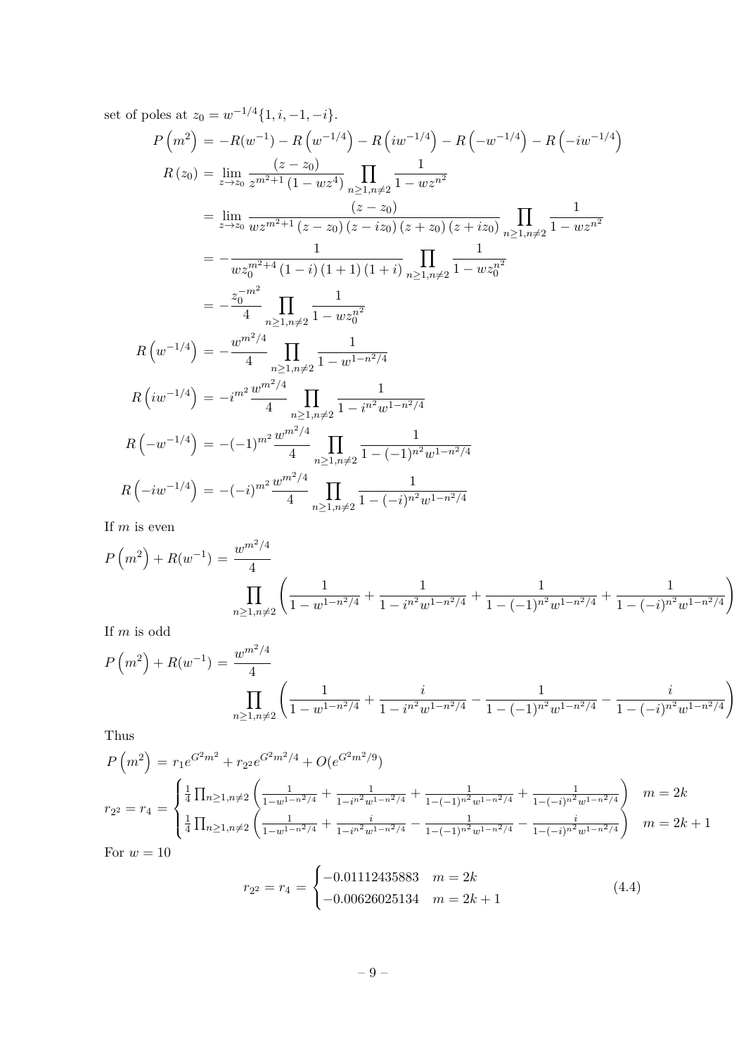set of poles at $z_0 = w^{-1/4}\{1, i, -1, -i\}$.

$$
\begin{aligned}
P\left(m^2\right) &= -R(w^{-1}) - R\left(w^{-1/4}\right) - R\left(iw^{-1/4}\right) - R\left(-w^{-1/4}\right) - R\left(-iw^{-1/4}\right) \\
R\left(z_0\right) &= \lim_{z\to z_0} \frac{(z-z_0)}{z^{m^2+1}\left(1-wz^4\right)} \prod_{n\geq 1, n\neq 2} \frac{1}{1-wz^{n^2}} \\
&= \lim_{z\to z_0} \frac{(z-z_0)}{wz^{m^2+1}\left(z-z_0\right)\left(z-iz_0\right)\left(z+z_0\right)\left(z+iz_0\right)} \prod_{n\geq 1, n\neq 2} \frac{1}{1-wz^{n^2}} \\
&= -\frac{1}{wz_0^{m^2+4}\left(1-i\right)\left(1+1\right)\left(1+i\right)} \prod_{n\geq 1, n\neq 2} \frac{1}{1-wz_0^{n^2}} \\
&= -\frac{z_0^{-m^2}}{4} \prod_{n\geq 1, n\neq 2} \frac{1}{1-wz_0^{n^2}} \\
R\left(w^{-1/4}\right) &= -\frac{w^{m^2/4}}{4} \prod_{n\geq 1, n\neq 2} \frac{1}{1-w^{1-n^2/4}} \\
R\left(iw^{-1/4}\right) &= -i^{m^2}\frac{w^{m^2/4}}{4} \prod_{n\geq 1, n\neq 2} \frac{1}{1-i^{n^2}w^{1-n^2/4}} \\
R\left(-w^{-1/4}\right) &= -(-1)^{m^2}\frac{w^{m^2/4}}{4} \prod_{n\geq 1, n\neq 2} \frac{1}{1-(-1)^{n^2}w^{1-n^2/4}} \\
R\left(-iw^{-1/4}\right) &= -(-i)^{m^2}\frac{w^{m^2/4}}{4} \prod_{n\geq 1, n\neq 2} \frac{1}{1-(-i)^{n^2}w^{1-n^2/4}}
\end{aligned}
$$

If $m$ is even

$$
P\left(m^2\right) + R(w^{-1}) = \frac{w^{m^2/4}}{4} \prod_{n\geq 1, n\neq 2}\left(\frac{1}{1-w^{1-n^2/4}} + \frac{1}{1-i^{n^2}w^{1-n^2/4}} + \frac{1}{1-(-1)^{n^2}w^{1-n^2/4}} + \frac{1}{1-(-i)^{n^2}w^{1-n^2/4}}\right)
$$

If $m$ is odd

$$
P\left(m^2\right) + R(w^{-1}) = \frac{w^{m^2/4}}{4} \prod_{n\geq 1, n\neq 2}\left(\frac{1}{1-w^{1-n^2/4}} + \frac{i}{1-i^{n^2}w^{1-n^2/4}} - \frac{1}{1-(-1)^{n^2}w^{1-n^2/4}} - \frac{i}{1-(-i)^{n^2}w^{1-n^2/4}}\right)
$$

Thus

$$
\begin{aligned}
P\left(m^2\right) &= r_1 e^{G^2m^2} + r_{2^2}e^{G^2m^2/4} + O(e^{G^2m^2/9}) \\
r_{2^2} = r_4 &= \begin{cases} \frac{1}{4}\prod_{n\geq 1, n\neq 2}\left(\frac{1}{1-w^{1-n^2/4}} + \frac{1}{1-i^{n^2}w^{1-n^2/4}} + \frac{1}{1-(-1)^{n^2}w^{1-n^2/4}} + \frac{1}{1-(-i)^{n^2}w^{1-n^2/4}}\right) & m = 2k \\ \frac{1}{4}\prod_{n\geq 1, n\neq 2}\left(\frac{1}{1-w^{1-n^2/4}} + \frac{i}{1-i^{n^2}w^{1-n^2/4}} - \frac{1}{1-(-1)^{n^2}w^{1-n^2/4}} - \frac{i}{1-(-i)^{n^2}w^{1-n^2/4}}\right) & m = 2k+1 \end{cases}
\end{aligned}
$$

For $w = 10$

$$
r_{2^2} = r_4 = \begin{cases} -0.01112435883 & m = 2k \\ -0.00626025134 & m = 2k+1 \end{cases} \tag{4.4}
$$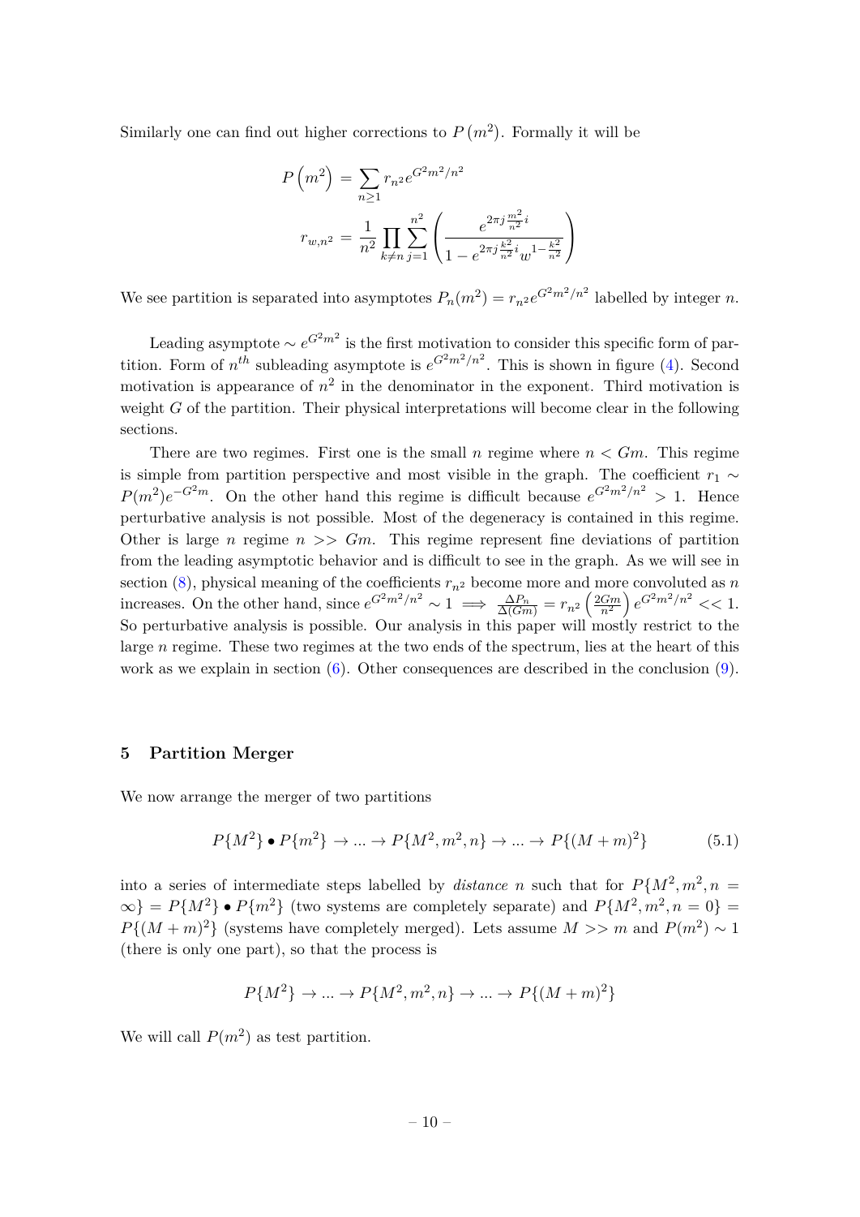Similarly one can find out higher corrections to $P\left(m^2\right)$. Formally it will be

$$
\begin{aligned}
P\left(m^2\right) &= \sum_{n\geq 1} r_{n^2} e^{G^2 m^2/n^2} \\
r_{w,n^2} &= \frac{1}{n^2} \prod_{k\neq n} \sum_{j=1}^{n^2} \left( \frac{e^{2\pi j \frac{m^2}{n^2} i}}{1 - e^{2\pi j \frac{k^2}{n^2} i} w^{1-\frac{k^2}{n^2}}} \right)
\end{aligned}
$$

We see partition is separated into asymptotes $P_n(m^2) = r_{n^2} e^{G^2 m^2/n^2}$ labelled by integer $n$.

Leading asymptote $\sim e^{G^2 m^2}$ is the first motivation to consider this specific form of partition. Form of $n^{th}$ subleading asymptote is $e^{G^2 m^2/n^2}$. This is shown in figure (4). Second motivation is appearance of $n^2$ in the denominator in the exponent. Third motivation is weight $G$ of the partition. Their physical interpretations will become clear in the following sections.

There are two regimes. First one is the small $n$ regime where $n < Gm$. This regime is simple from partition perspective and most visible in the graph. The coefficient $r_1 \sim P(m^2)e^{-G^2 m}$. On the other hand this regime is difficult because $e^{G^2 m^2/n^2} > 1$. Hence perturbative analysis is not possible. Most of the degeneracy is contained in this regime. Other is large $n$ regime $n >> Gm$. This regime represent fine deviations of partition from the leading asymptotic behavior and is difficult to see in the graph. As we will see in section (8), physical meaning of the coefficients $r_{n^2}$ become more and more convoluted as $n$ increases. On the other hand, since $e^{G^2 m^2/n^2} \sim 1 \implies \frac{\Delta P_n}{\Delta(Gm)} = r_{n^2}\left(\frac{2Gm}{n^2}\right) e^{G^2 m^2/n^2} << 1$. So perturbative analysis is possible. Our analysis in this paper will mostly restrict to the large $n$ regime. These two regimes at the two ends of the spectrum, lies at the heart of this work as we explain in section (6). Other consequences are described in the conclusion (9).

## 5 Partition Merger

We now arrange the merger of two partitions

$$
P\{M^2\} \bullet P\{m^2\} \to ... \to P\{M^2, m^2, n\} \to ... \to P\{(M+m)^2\} \tag{5.1}
$$

into a series of intermediate steps labelled by *distance* $n$ such that for $P\{M^2, m^2, n = \infty\} = P\{M^2\} \bullet P\{m^2\}$ (two systems are completely separate) and $P\{M^2, m^2, n = 0\} = P\{(M+m)^2\}$ (systems have completely merged). Lets assume $M >> m$ and $P(m^2) \sim 1$ (there is only one part), so that the process is

$$
P\{M^2\} \to ... \to P\{M^2, m^2, n\} \to ... \to P\{(M+m)^2\}
$$

We will call $P(m^2)$ as test partition.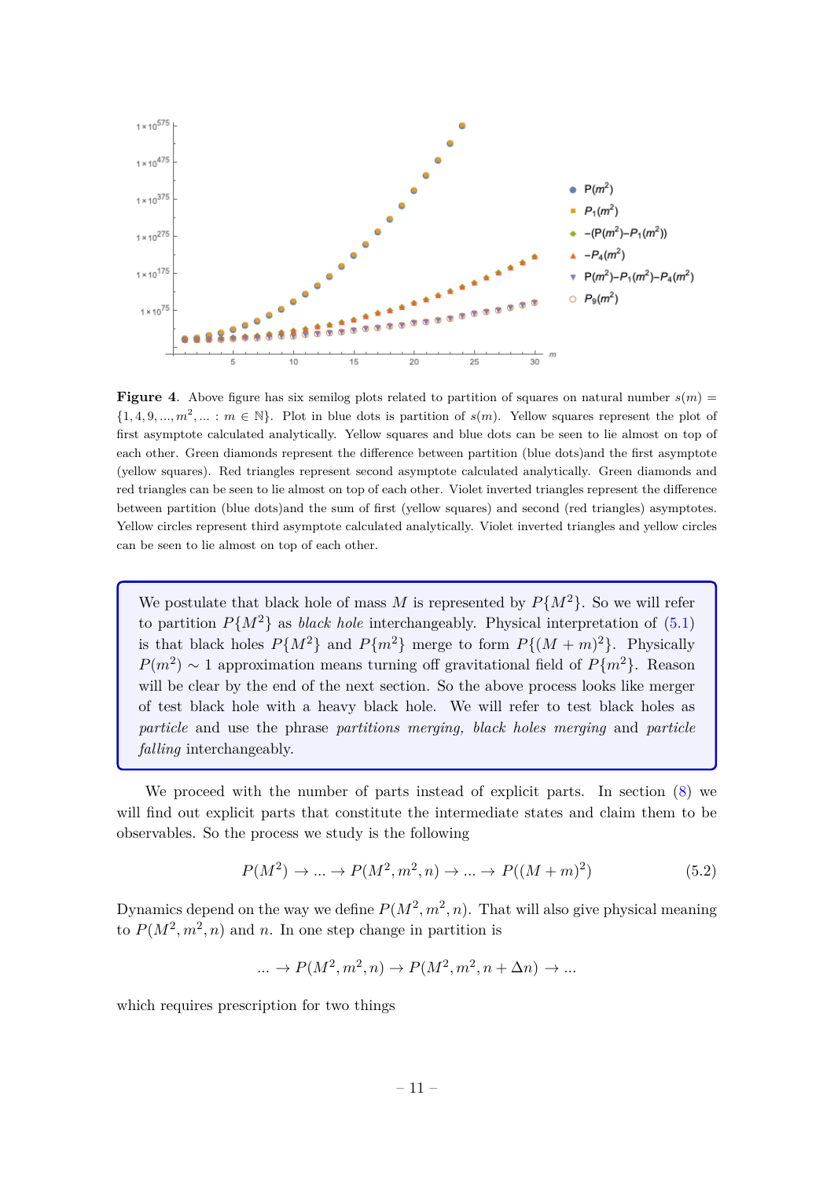**Figure 4**. Above figure has six semilog plots related to partition of squares on natural number $s(m) = \{1, 4, 9, ..., m^2, ... : m \in \mathbb{N}\}$. Plot in blue dots is partition of $s(m)$. Yellow squares represent the plot of first asymptote calculated analytically. Yellow squares and blue dots can be seen to lie almost on top of each other. Green diamonds represent the difference between partition (blue dots)and the first asymptote (yellow squares). Red triangles represent second asymptote calculated analytically. Green diamonds and red triangles can be seen to lie almost on top of each other. Violet inverted triangles represent the difference between partition (blue dots)and the sum of first (yellow squares) and second (red triangles) asymptotes. Yellow circles represent third asymptote calculated analytically. Violet inverted triangles and yellow circles can be seen to lie almost on top of each other.

> We postulate that black hole of mass $M$ is represented by $P\{M^2\}$. So we will refer to partition $P\{M^2\}$ as *black hole* interchangeably. Physical interpretation of (5.1) is that black holes $P\{M^2\}$ and $P\{m^2\}$ merge to form $P\{(M+m)^2\}$. Physically $P(m^2) \sim 1$ approximation means turning off gravitational field of $P\{m^2\}$. Reason will be clear by the end of the next section. So the above process looks like merger of test black hole with a heavy black hole. We will refer to test black holes as *particle* and use the phrase *partitions merging, black holes merging* and *particle falling* interchangeably.

We proceed with the number of parts instead of explicit parts. In section (8) we will find out explicit parts that constitute the intermediate states and claim them to be observables. So the process we study is the following

$$P(M^2) \to ... \to P(M^2, m^2, n) \to ... \to P((M+m)^2) \tag{5.2}$$

Dynamics depend on the way we define $P(M^2, m^2, n)$. That will also give physical meaning to $P(M^2, m^2, n)$ and $n$. In one step change in partition is

$$... \to P(M^2, m^2, n) \to P(M^2, m^2, n + \Delta n) \to ...$$

which requires prescription for two things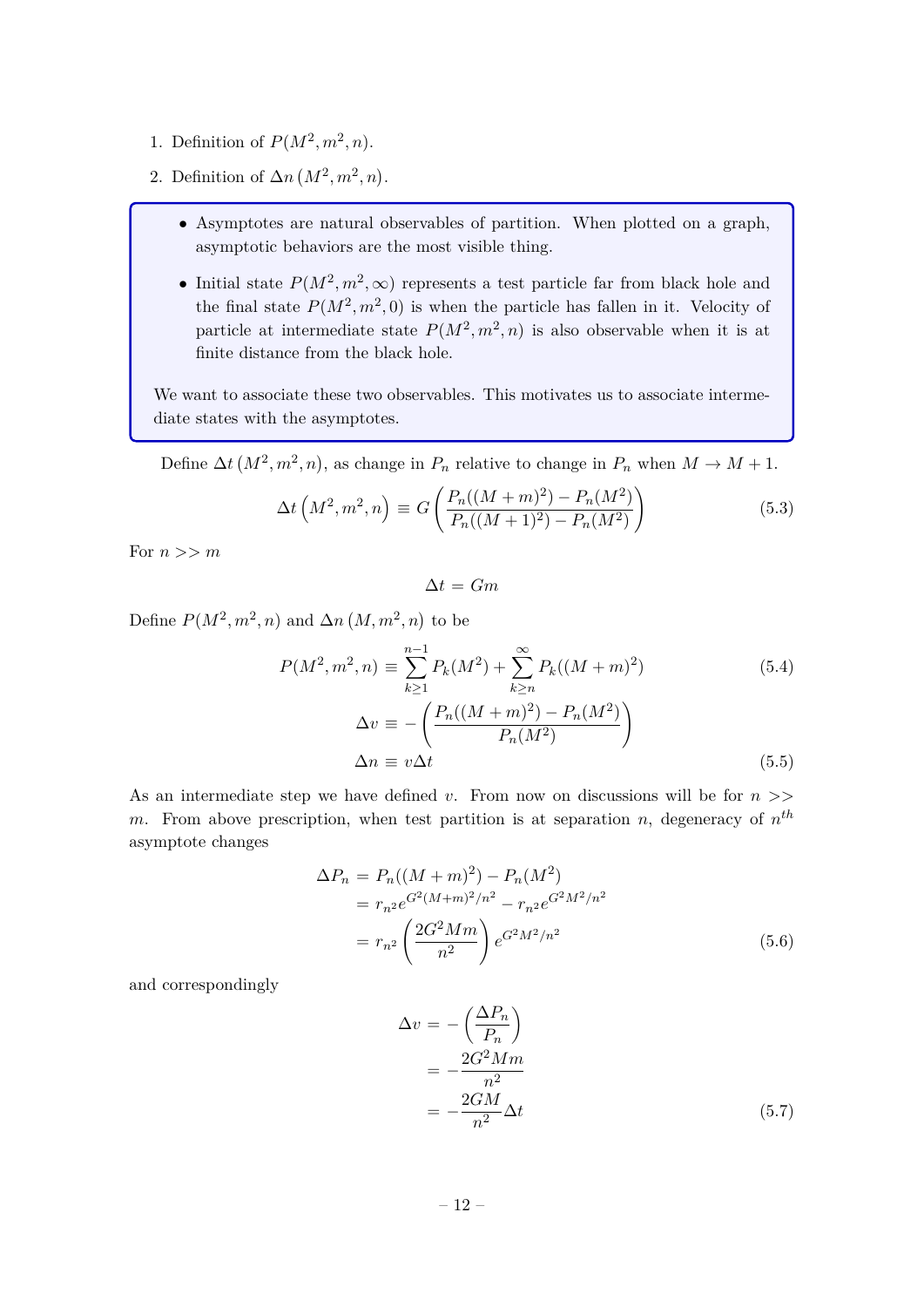1. Definition of $P(M^2, m^2, n)$.
2. Definition of $\Delta n\left(M^2, m^2, n\right)$.

> - Asymptotes are natural observables of partition. When plotted on a graph, asymptotic behaviors are the most visible thing.
> - Initial state $P(M^2, m^2, \infty)$ represents a test particle far from black hole and the final state $P(M^2, m^2, 0)$ is when the particle has fallen in it. Velocity of particle at intermediate state $P(M^2, m^2, n)$ is also observable when it is at finite distance from the black hole.
>
> We want to associate these two observables. This motivates us to associate intermediate states with the asymptotes.

Define $\Delta t\left(M^2, m^2, n\right)$, as change in $P_n$ relative to change in $P_n$ when $M \to M+1$.

$$\Delta t\left(M^2, m^2, n\right) \equiv G\left(\frac{P_n((M+m)^2) - P_n(M^2)}{P_n((M+1)^2) - P_n(M^2)}\right) \tag{5.3}$$

For $n >> m$

$$\Delta t = Gm$$

Define $P(M^2, m^2, n)$ and $\Delta n\left(M, m^2, n\right)$ to be

$$P(M^2, m^2, n) \equiv \sum_{k\geq 1}^{n-1} P_k(M^2) + \sum_{k\geq n}^{\infty} P_k((M+m)^2) \tag{5.4}$$

$$\Delta v \equiv -\left(\frac{P_n((M+m)^2) - P_n(M^2)}{P_n(M^2)}\right)$$

$$\Delta n \equiv v\Delta t \tag{5.5}$$

As an intermediate step we have defined $v$. From now on discussions will be for $n >> m$. From above prescription, when test partition is at separation $n$, degeneracy of $n^{th}$ asymptote changes

$$\begin{aligned}
\Delta P_n &= P_n((M+m)^2) - P_n(M^2) \\
&= r_{n^2} e^{G^2(M+m)^2/n^2} - r_{n^2} e^{G^2M^2/n^2} \\
&= r_{n^2}\left(\frac{2G^2Mm}{n^2}\right) e^{G^2M^2/n^2}
\end{aligned} \tag{5.6}$$

and correspondingly

$$\begin{aligned}
\Delta v &= -\left(\frac{\Delta P_n}{P_n}\right) \\
&= -\frac{2G^2Mm}{n^2} \\
&= -\frac{2GM}{n^2}\Delta t
\end{aligned} \tag{5.7}$$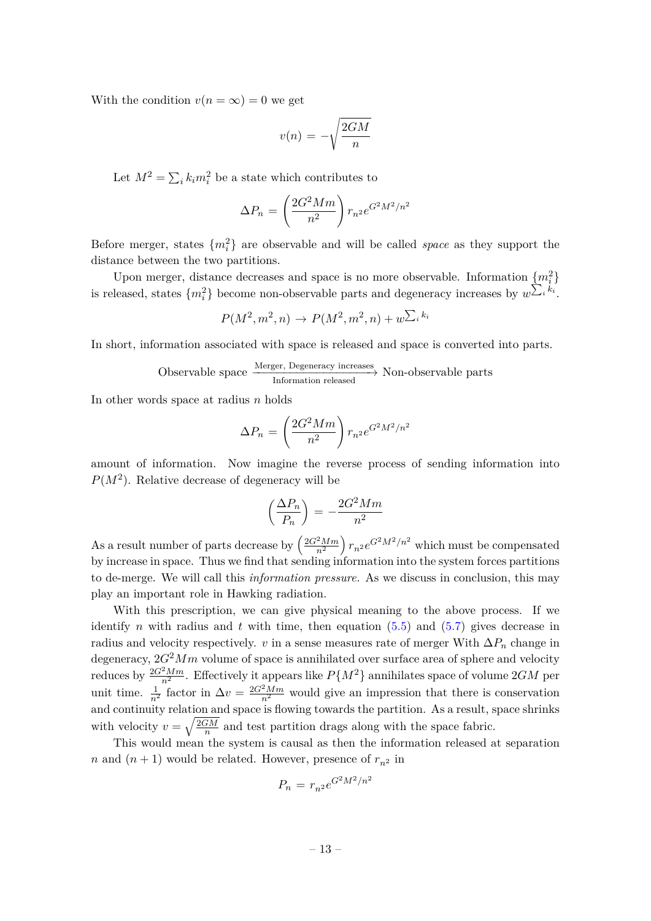With the condition $v(n = \infty) = 0$ we get

$$v(n) = -\sqrt{\frac{2GM}{n}}$$

Let $M^2 = \sum_i k_i m_i^2$ be a state which contributes to

$$\Delta P_n = \left(\frac{2G^2Mm}{n^2}\right) r_{n^2} e^{G^2M^2/n^2}$$

Before merger, states $\{m_i^2\}$ are observable and will be called *space* as they support the distance between the two partitions.

Upon merger, distance decreases and space is no more observable. Information $\{m_i^2\}$ is released, states $\{m_i^2\}$ become non-observable parts and degeneracy increases by $w^{\sum_i k_i}$.

$$P(M^2, m^2, n) \to P(M^2, m^2, n) + w^{\sum_i k_i}$$

In short, information associated with space is released and space is converted into parts.

$$\text{Observable space} \xrightarrow[\text{Information released}]{\text{Merger, Degeneracy increases}} \text{Non-observable parts}$$

In other words space at radius $n$ holds

$$\Delta P_n = \left(\frac{2G^2Mm}{n^2}\right) r_{n^2} e^{G^2M^2/n^2}$$

amount of information. Now imagine the reverse process of sending information into $P(M^2)$. Relative decrease of degeneracy will be

$$\left(\frac{\Delta P_n}{P_n}\right) = -\frac{2G^2Mm}{n^2}$$

As a result number of parts decrease by $\left(\frac{2G^2Mm}{n^2}\right) r_{n^2} e^{G^2M^2/n^2}$ which must be compensated by increase in space. Thus we find that sending information into the system forces partitions to de-merge. We will call this *information pressure.* As we discuss in conclusion, this may play an important role in Hawking radiation.

With this prescription, we can give physical meaning to the above process. If we identify $n$ with radius and $t$ with time, then equation (5.5) and (5.7) gives decrease in radius and velocity respectively. $v$ in a sense measures rate of merger With $\Delta P_n$ change in degeneracy, $2G^2Mm$ volume of space is annihilated over surface area of sphere and velocity reduces by $\frac{2G^2Mm}{n^2}$. Effectively it appears like $P\{M^2\}$ annihilates space of volume $2GM$ per unit time. $\frac{1}{n^2}$ factor in $\Delta v = \frac{2G^2Mm}{n^2}$ would give an impression that there is conservation and continuity relation and space is flowing towards the partition. As a result, space shrinks with velocity $v = \sqrt{\frac{2GM}{n}}$ and test partition drags along with the space fabric.

This would mean the system is causal as then the information released at separation $n$ and $(n+1)$ would be related. However, presence of $r_{n^2}$ in

$$P_n = r_{n^2} e^{G^2M^2/n^2}$$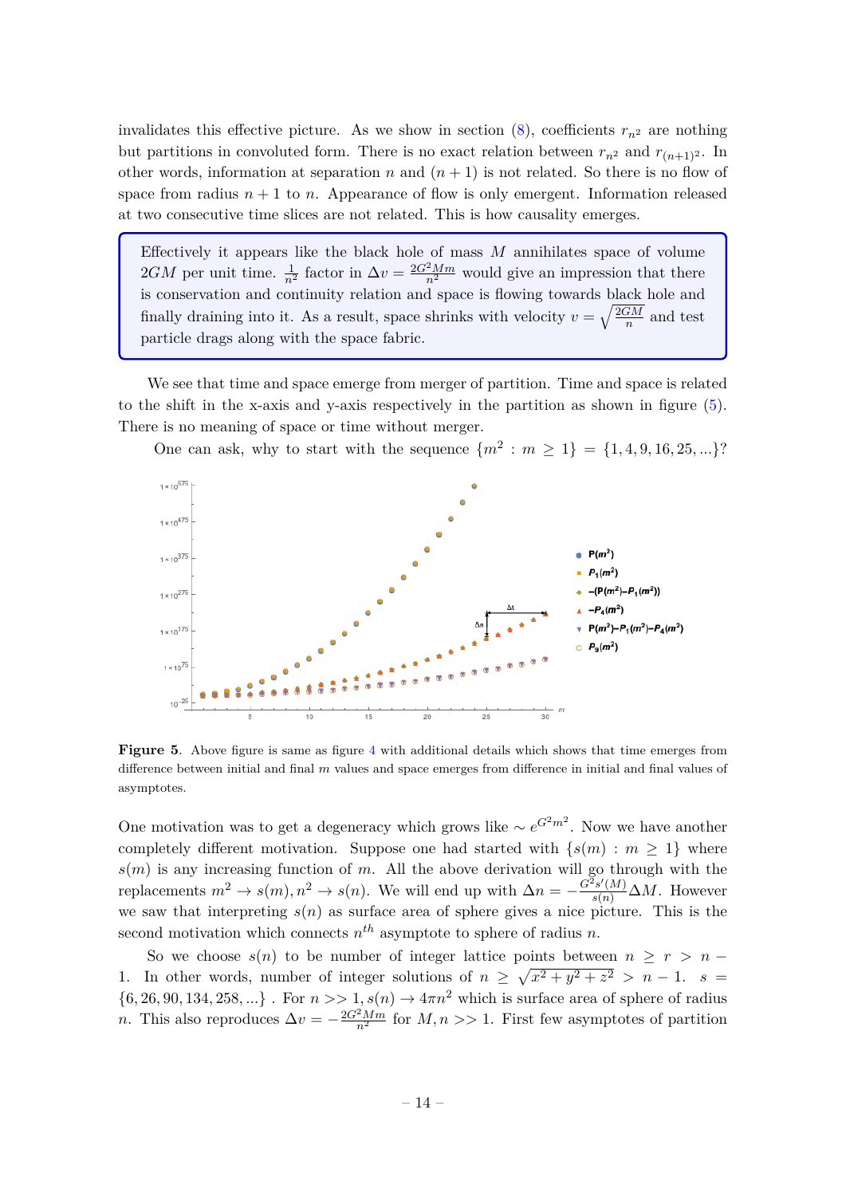invalidates this effective picture. As we show in section (8), coefficients $r_{n^2}$ are nothing but partitions in convoluted form. There is no exact relation between $r_{n^2}$ and $r_{(n+1)^2}$. In other words, information at separation $n$ and $(n+1)$ is not related. So there is no flow of space from radius $n+1$ to $n$. Appearance of flow is only emergent. Information released at two consecutive time slices are not related. This is how causality emerges.

> Effectively it appears like the black hole of mass $M$ annihilates space of volume $2GM$ per unit time. $\frac{1}{n^2}$ factor in $\Delta v = \frac{2G^2Mm}{n^2}$ would give an impression that there is conservation and continuity relation and space is flowing towards black hole and finally draining into it. As a result, space shrinks with velocity $v = \sqrt{\frac{2GM}{n}}$ and test particle drags along with the space fabric.

We see that time and space emerge from merger of partition. Time and space is related to the shift in the x-axis and y-axis respectively in the partition as shown in figure (5). There is no meaning of space or time without merger.

One can ask, why to start with the sequence $\{m^2 : m \geq 1\} = \{1, 4, 9, 16, 25, ...\}$?

**Figure 5**. Above figure is same as figure 4 with additional details which shows that time emerges from difference between initial and final $m$ values and space emerges from difference in initial and final values of asymptotes.

One motivation was to get a degeneracy which grows like $\sim e^{G^2m^2}$. Now we have another completely different motivation. Suppose one had started with $\{s(m) : m \geq 1\}$ where $s(m)$ is any increasing function of $m$. All the above derivation will go through with the replacements $m^2 \rightarrow s(m), n^2 \rightarrow s(n)$. We will end up with $\Delta n = -\frac{G^2 s'(M)}{s(n)}\Delta M$. However we saw that interpreting $s(n)$ as surface area of sphere gives a nice picture. This is the second motivation which connects $n^{th}$ asymptote to sphere of radius $n$.

So we choose $s(n)$ to be number of integer lattice points between $n \geq r > n-1$. In other words, number of integer solutions of $n \geq \sqrt{x^2+y^2+z^2} > n-1$. $s = \{6, 26, 90, 134, 258, ...\}$ . For $n >> 1, s(n) \rightarrow 4\pi n^2$ which is surface area of sphere of radius $n$. This also reproduces $\Delta v = -\frac{2G^2Mm}{n^2}$ for $M, n >> 1$. First few asymptotes of partition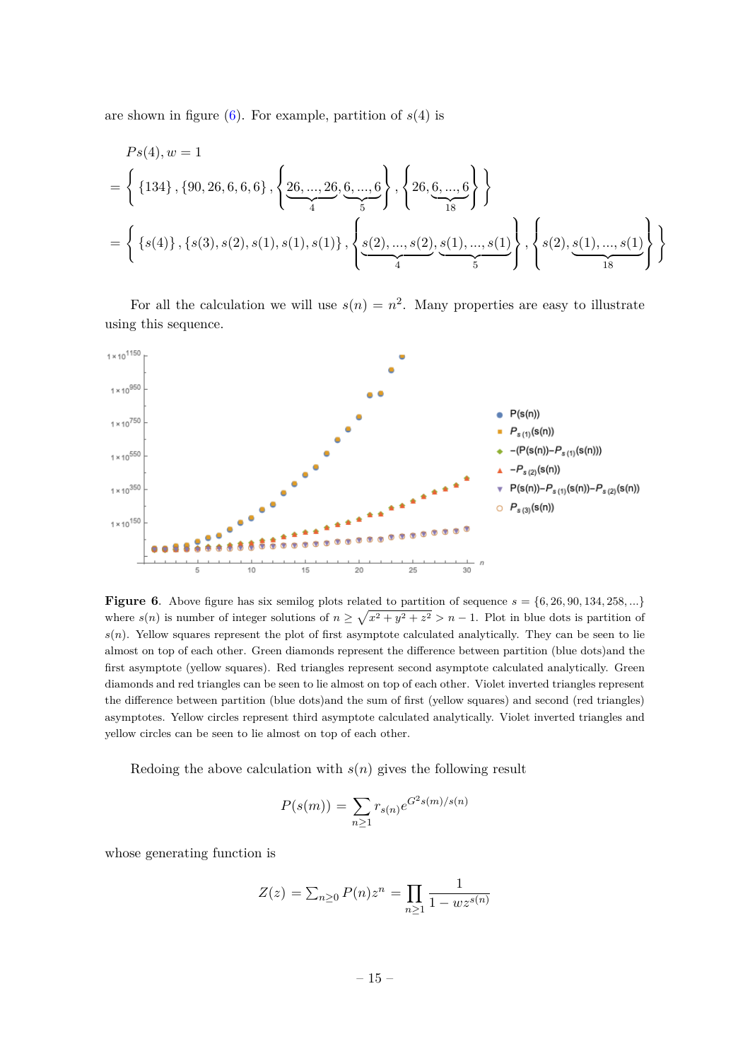are shown in figure (6). For example, partition of $s(4)$ is

$$
\begin{aligned}
&Ps(4), w = 1 \\
&= \left\{ \{134\}, \{90, 26, 6, 6, 6\}, \left\{ \underbrace{26, ..., 26}_{4}, \underbrace{6, ..., 6}_{5} \right\}, \left\{ 26, \underbrace{6, ..., 6}_{18} \right\} \right\} \\
&= \left\{ \{s(4)\}, \{s(3), s(2), s(1), s(1), s(1)\}, \left\{ \underbrace{s(2), ..., s(2)}_{4}, \underbrace{s(1), ..., s(1)}_{5} \right\}, \left\{ s(2), \underbrace{s(1), ..., s(1)}_{18} \right\} \right\}
\end{aligned}
$$

For all the calculation we will use $s(n) = n^2$. Many properties are easy to illustrate using this sequence.

**Figure 6**. Above figure has six semilog plots related to partition of sequence $s = \{6, 26, 90, 134, 258, ...\}$ where $s(n)$ is number of integer solutions of $n \geq \sqrt{x^2 + y^2 + z^2} > n - 1$. Plot in blue dots is partition of $s(n)$. Yellow squares represent the plot of first asymptote calculated analytically. They can be seen to lie almost on top of each other. Green diamonds represent the difference between partition (blue dots)and the first asymptote (yellow squares). Red triangles represent second asymptote calculated analytically. Green diamonds and red triangles can be seen to lie almost on top of each other. Violet inverted triangles represent the difference between partition (blue dots)and the sum of first (yellow squares) and second (red triangles) asymptotes. Yellow circles represent third asymptote calculated analytically. Violet inverted triangles and yellow circles can be seen to lie almost on top of each other.

Redoing the above calculation with $s(n)$ gives the following result

$$
P(s(m)) = \sum_{n \geq 1} r_{s(n)} e^{G^2 s(m)/s(n)}
$$

whose generating function is

$$
Z(z) = \sum_{n \geq 0} P(n) z^n = \prod_{n \geq 1} \frac{1}{1 - w z^{s(n)}}
$$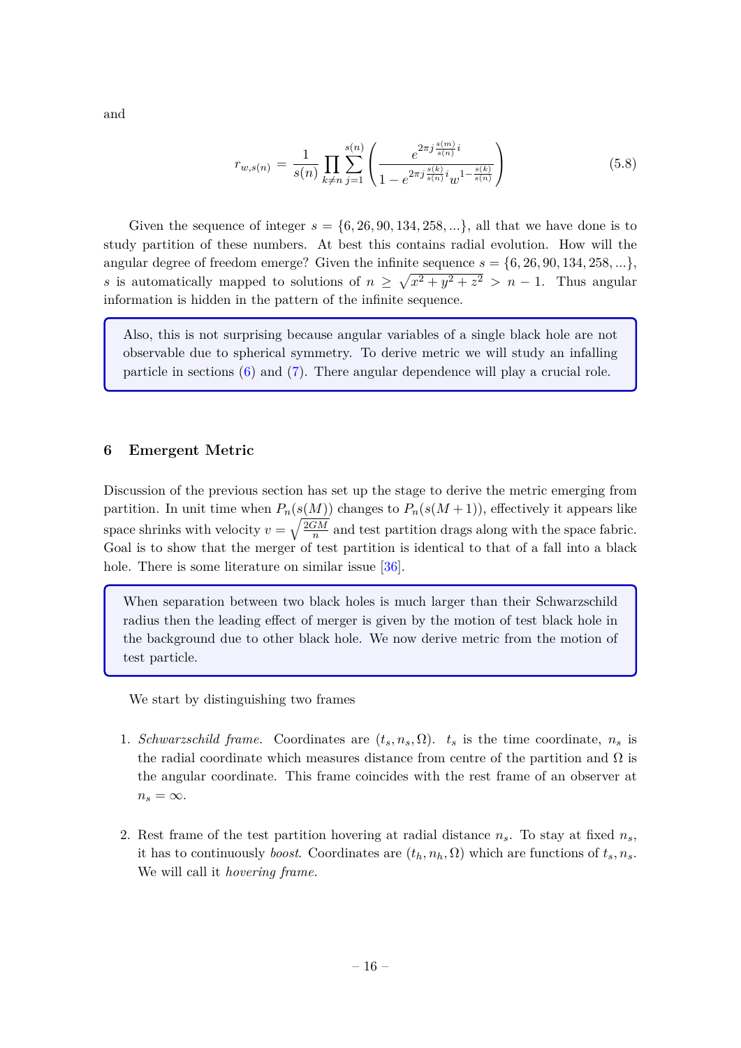and

$$r_{w,s(n)} = \frac{1}{s(n)} \prod_{k\neq n} \sum_{j=1}^{s(n)} \left( \frac{e^{2\pi j \frac{s(m)}{s(n)} i}}{1 - e^{2\pi j \frac{s(k)}{s(n)} i} w^{1-\frac{s(k)}{s(n)}}} \right) \tag{5.8}$$

Given the sequence of integer $s = \{6, 26, 90, 134, 258, ...\}$, all that we have done is to study partition of these numbers. At best this contains radial evolution. How will the angular degree of freedom emerge? Given the infinite sequence $s = \{6, 26, 90, 134, 258, ...\}$, $s$ is automatically mapped to solutions of $n \geq \sqrt{x^2 + y^2 + z^2} > n - 1$. Thus angular information is hidden in the pattern of the infinite sequence.

> Also, this is not surprising because angular variables of a single black hole are not observable due to spherical symmetry. To derive metric we will study an infalling particle in sections (6) and (7). There angular dependence will play a crucial role.

## 6 Emergent Metric

Discussion of the previous section has set up the stage to derive the metric emerging from partition. In unit time when $P_n(s(M))$ changes to $P_n(s(M+1))$, effectively it appears like space shrinks with velocity $v = \sqrt{\frac{2GM}{n}}$ and test partition drags along with the space fabric. Goal is to show that the merger of test partition is identical to that of a fall into a black hole. There is some literature on similar issue [36].

> When separation between two black holes is much larger than their Schwarzschild radius then the leading effect of merger is given by the motion of test black hole in the background due to other black hole. We now derive metric from the motion of test particle.

We start by distinguishing two frames

1. *Schwarzschild frame.* Coordinates are $(t_s, n_s, \Omega)$. $t_s$ is the time coordinate, $n_s$ is the radial coordinate which measures distance from centre of the partition and $\Omega$ is the angular coordinate. This frame coincides with the rest frame of an observer at $n_s = \infty$.

2. Rest frame of the test partition hovering at radial distance $n_s$. To stay at fixed $n_s$, it has to continuously *boost*. Coordinates are $(t_h, n_h, \Omega)$ which are functions of $t_s, n_s$. We will call it *hovering frame*.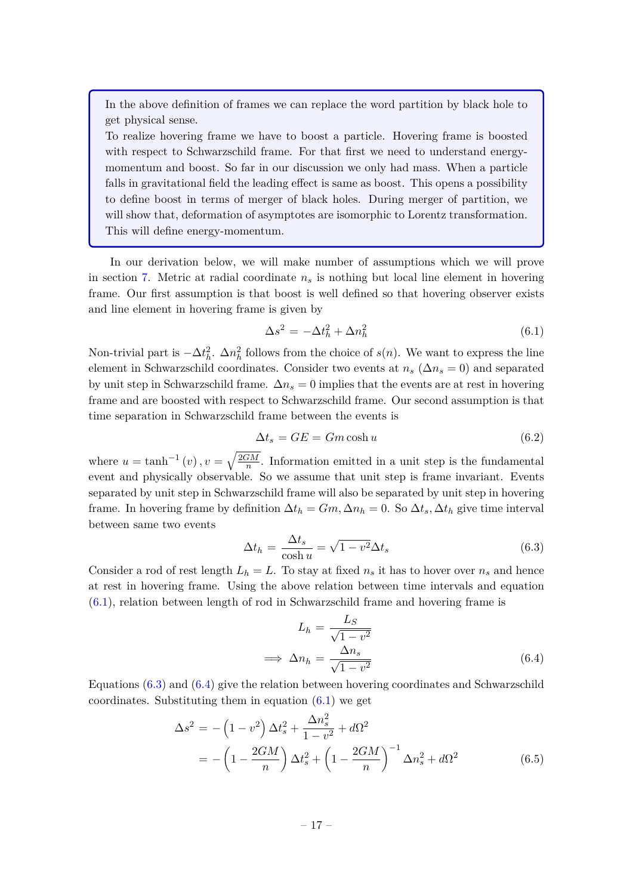> In the above definition of frames we can replace the word partition by black hole to get physical sense.
> To realize hovering frame we have to boost a particle. Hovering frame is boosted with respect to Schwarzschild frame. For that first we need to understand energy-momentum and boost. So far in our discussion we only had mass. When a particle falls in gravitational field the leading effect is same as boost. This opens a possibility to define boost in terms of merger of black holes. During merger of partition, we will show that, deformation of asymptotes are isomorphic to Lorentz transformation. This will define energy-momentum.

In our derivation below, we will make number of assumptions which we will prove in section 7. Metric at radial coordinate $n_s$ is nothing but local line element in hovering frame. Our first assumption is that boost is well defined so that hovering observer exists and line element in hovering frame is given by

$$\Delta s^2 = -\Delta t_h^2 + \Delta n_h^2 \tag{6.1}$$

Non-trivial part is $-\Delta t_h^2$. $\Delta n_h^2$ follows from the choice of $s(n)$. We want to express the line element in Schwarzschild coordinates. Consider two events at $n_s$ ($\Delta n_s = 0$) and separated by unit step in Schwarzschild frame. $\Delta n_s = 0$ implies that the events are at rest in hovering frame and are boosted with respect to Schwarzschild frame. Our second assumption is that time separation in Schwarzschild frame between the events is

$$\Delta t_s = GE = Gm \cosh u \tag{6.2}$$

where $u = \tanh^{-1}(v)$, $v = \sqrt{\frac{2GM}{n}}$. Information emitted in a unit step is the fundamental event and physically observable. So we assume that unit step is frame invariant. Events separated by unit step in Schwarzschild frame will also be separated by unit step in hovering frame. In hovering frame by definition $\Delta t_h = Gm, \Delta n_h = 0$. So $\Delta t_s, \Delta t_h$ give time interval between same two events

$$\Delta t_h = \frac{\Delta t_s}{\cosh u} = \sqrt{1 - v^2}\Delta t_s \tag{6.3}$$

Consider a rod of rest length $L_h = L$. To stay at fixed $n_s$ it has to hover over $n_s$ and hence at rest in hovering frame. Using the above relation between time intervals and equation (6.1), relation between length of rod in Schwarzschild frame and hovering frame is

$$L_h = \frac{L_S}{\sqrt{1 - v^2}}$$
$$\implies \Delta n_h = \frac{\Delta n_s}{\sqrt{1 - v^2}} \tag{6.4}$$

Equations (6.3) and (6.4) give the relation between hovering coordinates and Schwarzschild coordinates. Substituting them in equation (6.1) we get

$$\begin{aligned}
\Delta s^2 &= -\left(1 - v^2\right)\Delta t_s^2 + \frac{\Delta n_s^2}{1 - v^2} + d\Omega^2 \\
&= -\left(1 - \frac{2GM}{n}\right)\Delta t_s^2 + \left(1 - \frac{2GM}{n}\right)^{-1}\Delta n_s^2 + d\Omega^2
\end{aligned} \tag{6.5}$$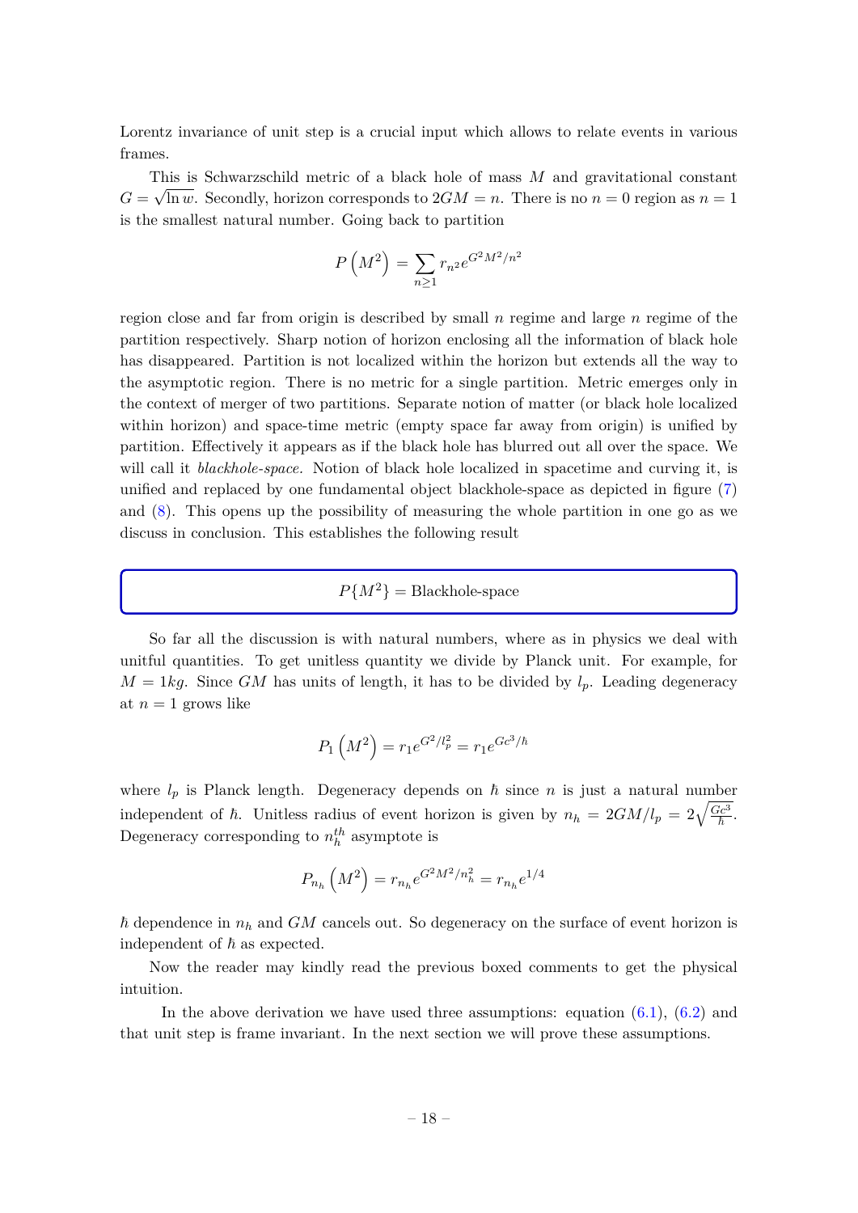Lorentz invariance of unit step is a crucial input which allows to relate events in various frames.

This is Schwarzschild metric of a black hole of mass $M$ and gravitational constant $G = \sqrt{\ln w}$. Secondly, horizon corresponds to $2GM = n$. There is no $n = 0$ region as $n = 1$ is the smallest natural number. Going back to partition

$$P\left(M^2\right) = \sum_{n\geq 1} r_{n^2} e^{G^2M^2/n^2}$$

region close and far from origin is described by small $n$ regime and large $n$ regime of the partition respectively. Sharp notion of horizon enclosing all the information of black hole has disappeared. Partition is not localized within the horizon but extends all the way to the asymptotic region. There is no metric for a single partition. Metric emerges only in the context of merger of two partitions. Separate notion of matter (or black hole localized within horizon) and space-time metric (empty space far away from origin) is unified by partition. Effectively it appears as if the black hole has blurred out all over the space. We will call it *blackhole-space.* Notion of black hole localized in spacetime and curving it, is unified and replaced by one fundamental object blackhole-space as depicted in figure (7) and (8). This opens up the possibility of measuring the whole partition in one go as we discuss in conclusion. This establishes the following result

$$P\{M^2\} = \text{Blackhole-space}$$

So far all the discussion is with natural numbers, where as in physics we deal with unitful quantities. To get unitless quantity we divide by Planck unit. For example, for $M = 1kg$. Since $GM$ has units of length, it has to be divided by $l_p$. Leading degeneracy at $n = 1$ grows like

$$P_1\left(M^2\right) = r_1 e^{G^2/l_p^2} = r_1 e^{Gc^3/\hbar}$$

where $l_p$ is Planck length. Degeneracy depends on $\hbar$ since $n$ is just a natural number independent of $\hbar$. Unitless radius of event horizon is given by $n_h = 2GM/l_p = 2\sqrt{\frac{Gc^3}{\hbar}}$. Degeneracy corresponding to $n_h^{th}$ asymptote is

$$P_{n_h}\left(M^2\right) = r_{n_h} e^{G^2M^2/n_h^2} = r_{n_h} e^{1/4}$$

$\hbar$ dependence in $n_h$ and $GM$ cancels out. So degeneracy on the surface of event horizon is independent of $\hbar$ as expected.

Now the reader may kindly read the previous boxed comments to get the physical intuition.

In the above derivation we have used three assumptions: equation (6.1), (6.2) and that unit step is frame invariant. In the next section we will prove these assumptions.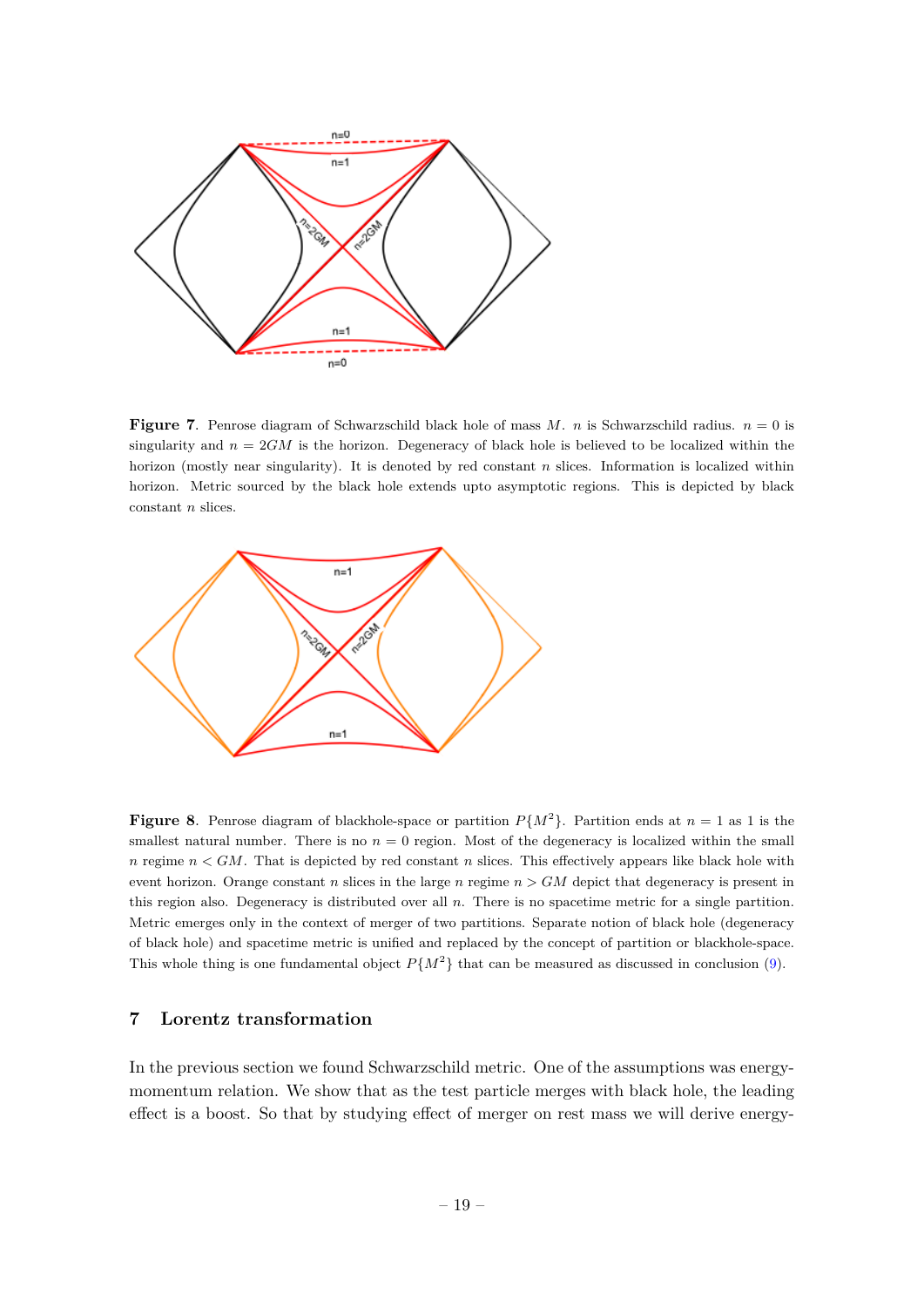**Figure 7**. Penrose diagram of Schwarzschild black hole of mass $M$. $n$ is Schwarzschild radius. $n = 0$ is singularity and $n = 2GM$ is the horizon. Degeneracy of black hole is believed to be localized within the horizon (mostly near singularity). It is denoted by red constant $n$ slices. Information is localized within horizon. Metric sourced by the black hole extends upto asymptotic regions. This is depicted by black constant $n$ slices.

**Figure 8**. Penrose diagram of blackhole-space or partition $P\{M^2\}$. Partition ends at $n = 1$ as 1 is the smallest natural number. There is no $n = 0$ region. Most of the degeneracy is localized within the small $n$ regime $n < GM$. That is depicted by red constant $n$ slices. This effectively appears like black hole with event horizon. Orange constant $n$ slices in the large $n$ regime $n > GM$ depict that degeneracy is present in this region also. Degeneracy is distributed over all $n$. There is no spacetime metric for a single partition. Metric emerges only in the context of merger of two partitions. Separate notion of black hole (degeneracy of black hole) and spacetime metric is unified and replaced by the concept of partition or blackhole-space. This whole thing is one fundamental object $P\{M^2\}$ that can be measured as discussed in conclusion (9).

## 7 Lorentz transformation

In the previous section we found Schwarzschild metric. One of the assumptions was energy-momentum relation. We show that as the test particle merges with black hole, the leading effect is a boost. So that by studying effect of merger on rest mass we will derive energy-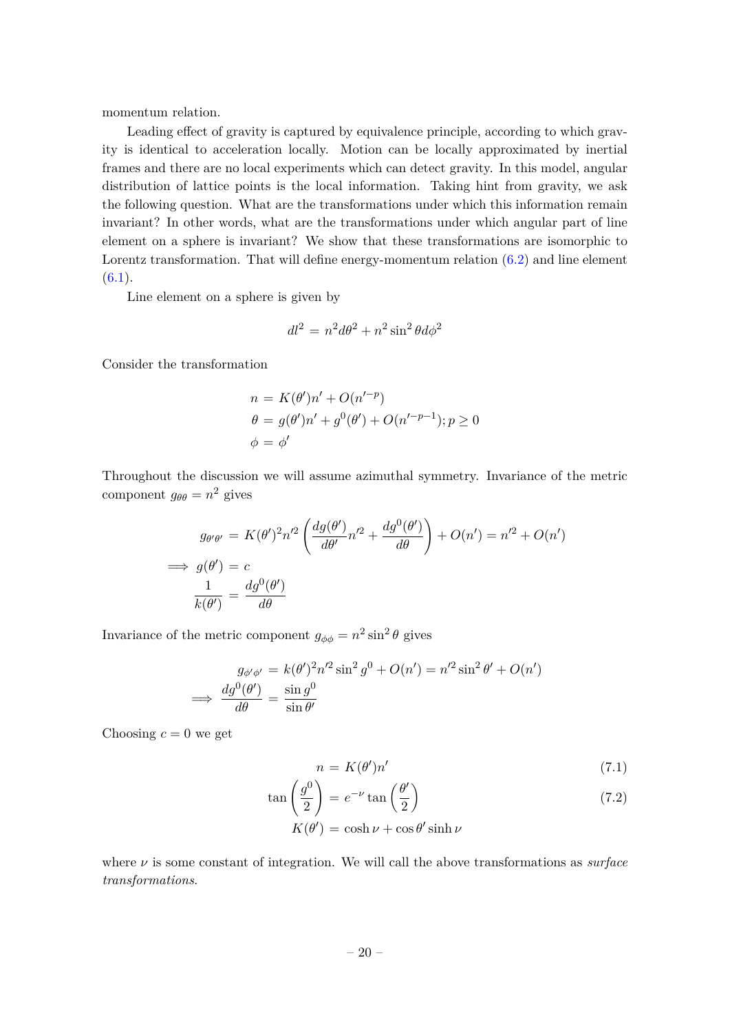momentum relation.

Leading effect of gravity is captured by equivalence principle, according to which gravity is identical to acceleration locally. Motion can be locally approximated by inertial frames and there are no local experiments which can detect gravity. In this model, angular distribution of lattice points is the local information. Taking hint from gravity, we ask the following question. What are the transformations under which this information remain invariant? In other words, what are the transformations under which angular part of line element on a sphere is invariant? We show that these transformations are isomorphic to Lorentz transformation. That will define energy-momentum relation (6.2) and line element (6.1).

Line element on a sphere is given by

$$dl^2 = n^2 d\theta^2 + n^2 \sin^2\theta d\phi^2$$

Consider the transformation

$$\begin{aligned} n &= K(\theta')n' + O(n'^{-p}) \\ \theta &= g(\theta')n' + g^0(\theta') + O(n'^{-p-1}); p \geq 0 \\ \phi &= \phi' \end{aligned}$$

Throughout the discussion we will assume azimuthal symmetry. Invariance of the metric component $g_{\theta\theta} = n^2$ gives

$$\begin{aligned} g_{\theta'\theta'} &= K(\theta')^2 n'^2 \left( \frac{dg(\theta')}{d\theta'} n'^2 + \frac{dg^0(\theta')}{d\theta} \right) + O(n') = n'^2 + O(n') \\ \implies g(\theta') &= c \\ \frac{1}{k(\theta')} &= \frac{dg^0(\theta')}{d\theta} \end{aligned}$$

Invariance of the metric component $g_{\phi\phi} = n^2 \sin^2\theta$ gives

$$\begin{aligned} g_{\phi'\phi'} &= k(\theta')^2 n'^2 \sin^2 g^0 + O(n') = n'^2 \sin^2\theta' + O(n') \\ \implies \frac{dg^0(\theta')}{d\theta} &= \frac{\sin g^0}{\sin\theta'} \end{aligned}$$

Choosing $c = 0$ we get

$$n = K(\theta')n' \tag{7.1}$$

$$\tan\left(\frac{g^0}{2}\right) = e^{-\nu} \tan\left(\frac{\theta'}{2}\right) \tag{7.2}$$

$$K(\theta') = \cosh\nu + \cos\theta' \sinh\nu$$

where $\nu$ is some constant of integration. We will call the above transformations as *surface transformations*.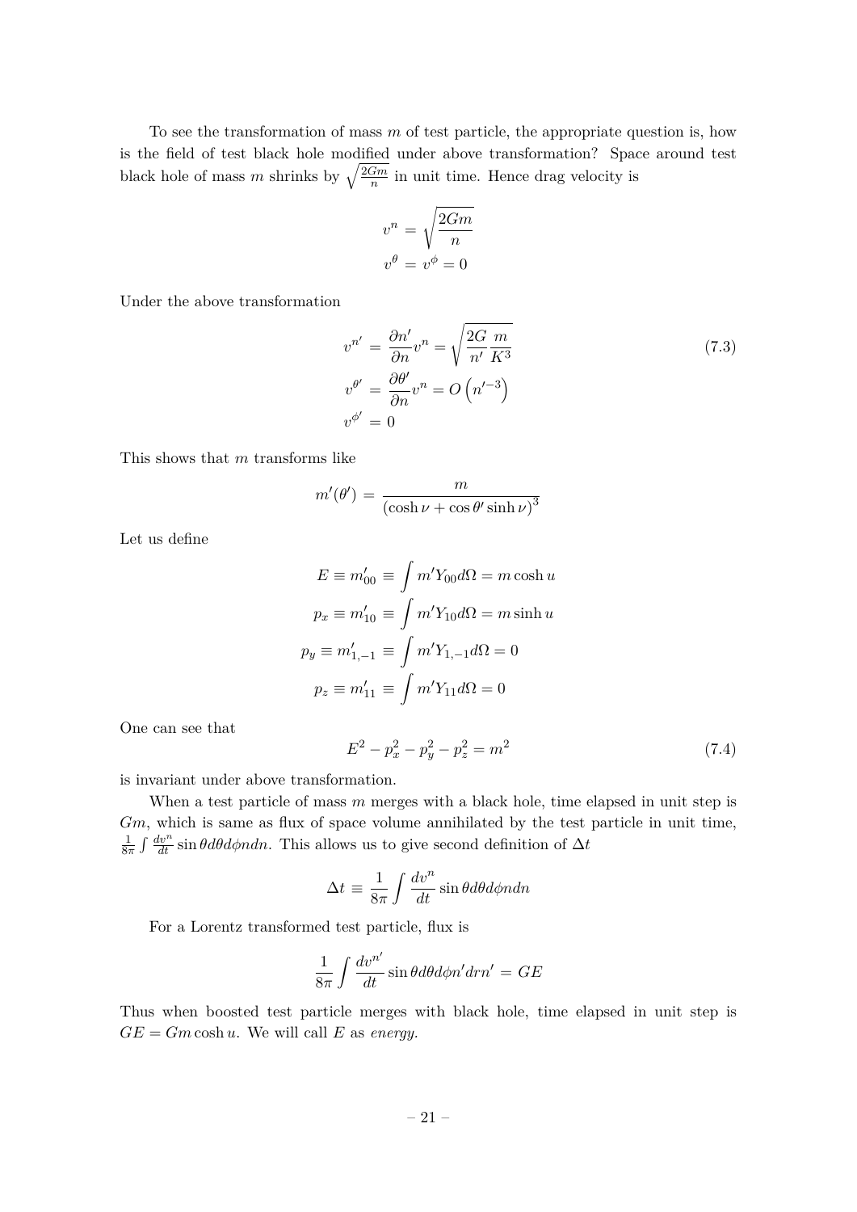To see the transformation of mass $m$ of test particle, the appropriate question is, how is the field of test black hole modified under above transformation? Space around test black hole of mass $m$ shrinks by $\sqrt{\frac{2Gm}{n}}$ in unit time. Hence drag velocity is

$$
\begin{aligned}
v^{n} &= \sqrt{\frac{2Gm}{n}} \\
v^{\theta} &= v^{\phi} = 0
\end{aligned}
$$

Under the above transformation

$$
\begin{aligned}
v^{n'} &= \frac{\partial n'}{\partial n} v^{n} = \sqrt{\frac{2G}{n'}\frac{m}{K^3}} \\
v^{\theta'} &= \frac{\partial \theta'}{\partial n} v^{n} = O\left(n'^{-3}\right) \\
v^{\phi'} &= 0
\end{aligned}
\tag{7.3}
$$

This shows that $m$ transforms like

$$
m'(\theta') = \frac{m}{\left(\cosh\nu + \cos\theta' \sinh\nu\right)^3}
$$

Let us define

$$
\begin{aligned}
E \equiv m'_{00} &\equiv \int m' Y_{00} d\Omega = m\cosh u \\
p_x \equiv m'_{10} &\equiv \int m' Y_{10} d\Omega = m\sinh u \\
p_y \equiv m'_{1,-1} &\equiv \int m' Y_{1,-1} d\Omega = 0 \\
p_z \equiv m'_{11} &\equiv \int m' Y_{11} d\Omega = 0
\end{aligned}
$$

One can see that

$$
E^2 - p_x^2 - p_y^2 - p_z^2 = m^2 \tag{7.4}
$$

is invariant under above transformation.

When a test particle of mass $m$ merges with a black hole, time elapsed in unit step is $Gm$, which is same as flux of space volume annihilated by the test particle in unit time, $\frac{1}{8\pi}\int \frac{dv^n}{dt}\sin\theta d\theta d\phi n dn$. This allows us to give second definition of $\Delta t$

$$
\Delta t \equiv \frac{1}{8\pi}\int \frac{dv^n}{dt}\sin\theta d\theta d\phi n dn
$$

For a Lorentz transformed test particle, flux is

$$
\frac{1}{8\pi}\int \frac{dv^{n'}}{dt}\sin\theta d\theta d\phi n' dr n' = GE
$$

Thus when boosted test particle merges with black hole, time elapsed in unit step is $GE = Gm\cosh u$. We will call $E$ as *energy*.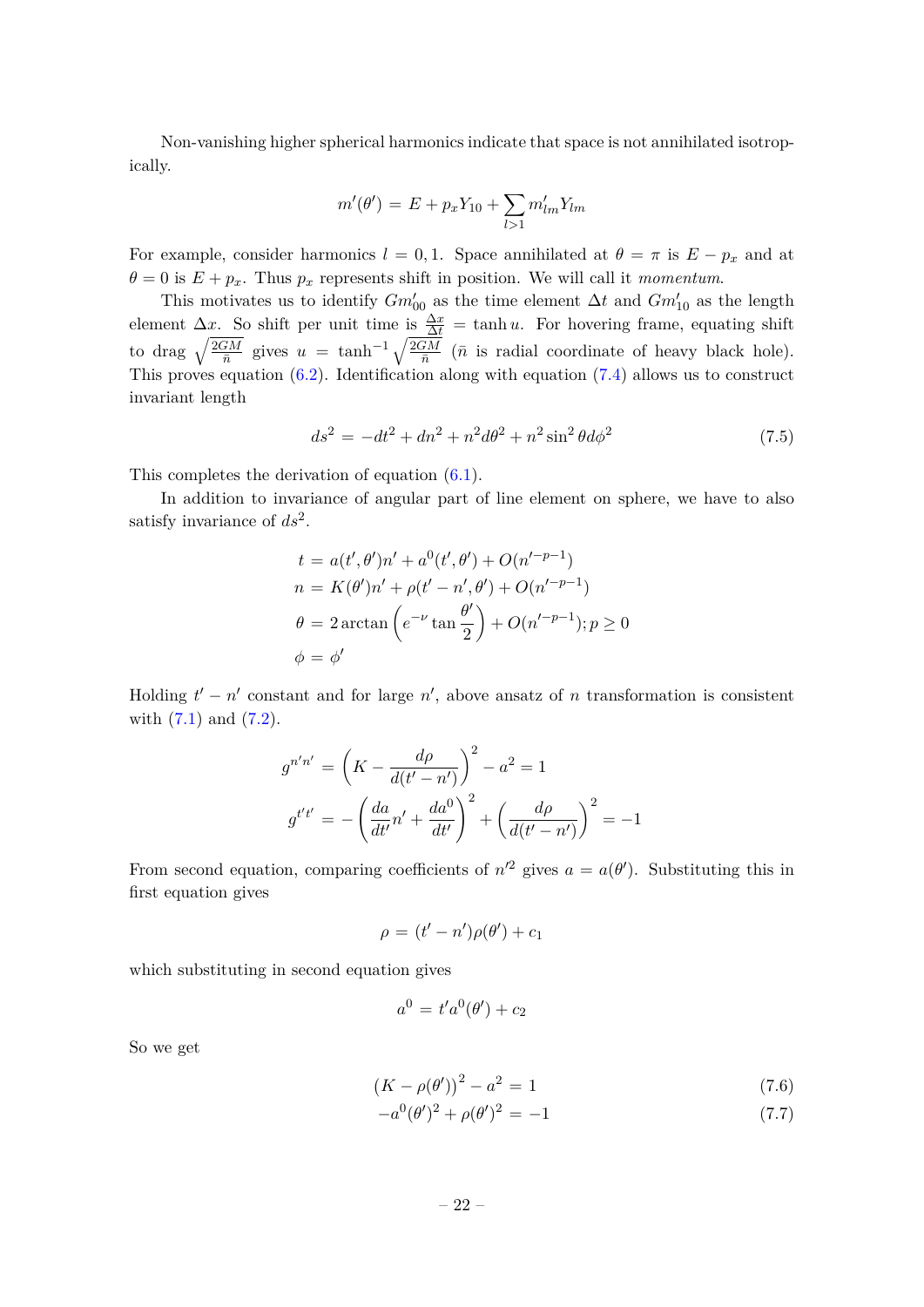Non-vanishing higher spherical harmonics indicate that space is not annihilated isotropically.

$$m'(\theta') = E + p_x Y_{10} + \sum_{l>1} m'_{lm} Y_{lm}$$

For example, consider harmonics $l = 0, 1$. Space annihilated at $\theta = \pi$ is $E - p_x$ and at $\theta = 0$ is $E + p_x$. Thus $p_x$ represents shift in position. We will call it *momentum*.

This motivates us to identify $Gm'_{00}$ as the time element $\Delta t$ and $Gm'_{10}$ as the length element $\Delta x$. So shift per unit time is $\frac{\Delta x}{\Delta t} = \tanh u$. For hovering frame, equating shift to drag $\sqrt{\frac{2GM}{\bar{n}}}$ gives $u = \tanh^{-1}\sqrt{\frac{2GM}{\bar{n}}}$ ($\bar{n}$ is radial coordinate of heavy black hole). This proves equation (6.2). Identification along with equation (7.4) allows us to construct invariant length

$$ds^2 = -dt^2 + dn^2 + n^2 d\theta^2 + n^2 \sin^2\theta d\phi^2 \tag{7.5}$$

This completes the derivation of equation (6.1).

In addition to invariance of angular part of line element on sphere, we have to also satisfy invariance of $ds^2$.

$$\begin{aligned}
t &= a(t', \theta')n' + a^0(t', \theta') + O(n'^{-p-1}) \\
n &= K(\theta')n' + \rho(t' - n', \theta') + O(n'^{-p-1}) \\
\theta &= 2\arctan\left(e^{-\nu}\tan\frac{\theta'}{2}\right) + O(n'^{-p-1}); p \geq 0 \\
\phi &= \phi'
\end{aligned}$$

Holding $t' - n'$ constant and for large $n'$, above ansatz of $n$ transformation is consistent with (7.1) and (7.2).

$$\begin{aligned}
g^{n'n'} &= \left(K - \frac{d\rho}{d(t' - n')}\right)^2 - a^2 = 1 \\
g^{t't'} &= -\left(\frac{da}{dt'}n' + \frac{da^0}{dt'}\right)^2 + \left(\frac{d\rho}{d(t' - n')}\right)^2 = -1
\end{aligned}$$

From second equation, comparing coefficients of $n'^2$ gives $a = a(\theta')$. Substituting this in first equation gives

$$\rho = (t' - n')\rho(\theta') + c_1$$

which substituting in second equation gives

$$a^0 = t' a^0(\theta') + c_2$$

So we get

$$(K - \rho(\theta'))^2 - a^2 = 1 \tag{7.6}$$

$$-a^0(\theta')^2 + \rho(\theta')^2 = -1 \tag{7.7}$$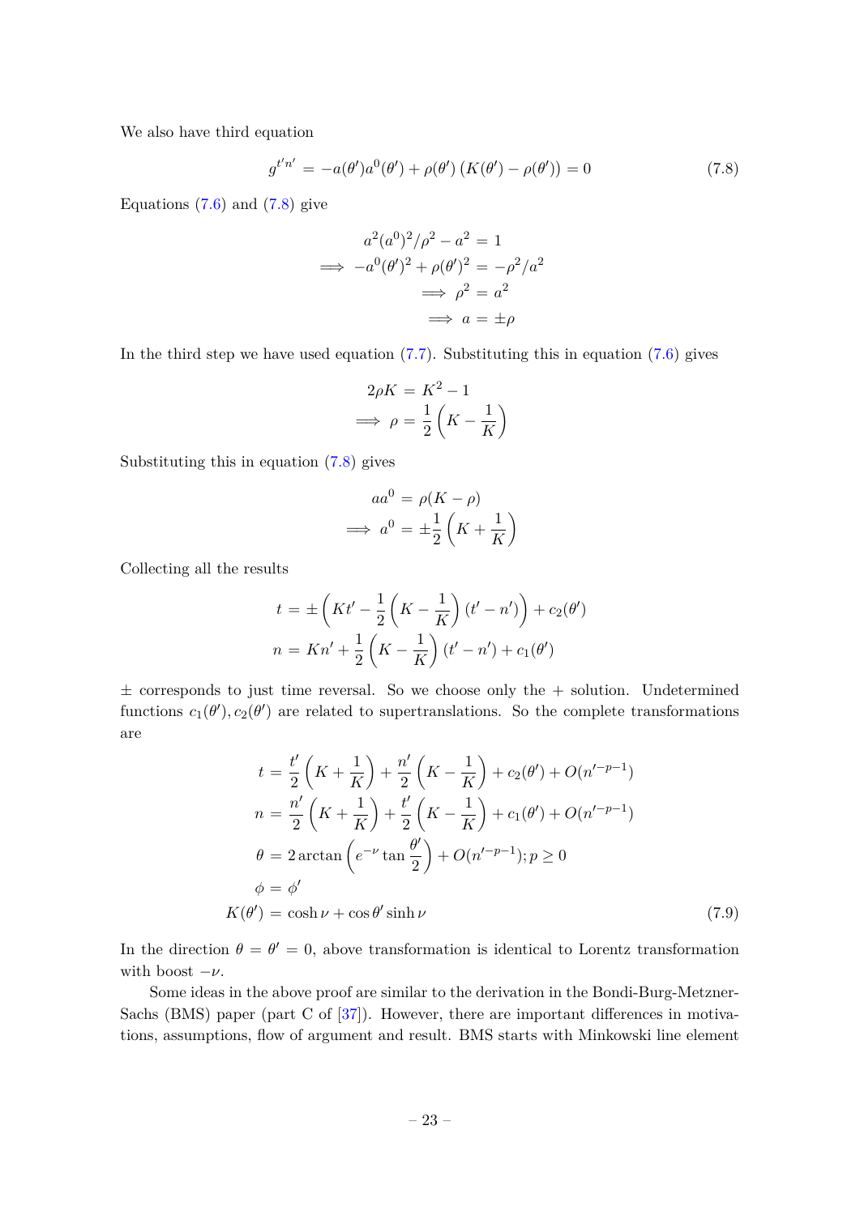We also have third equation

$$g^{t'n'} = -a(\theta')a^0(\theta') + \rho(\theta')\left(K(\theta') - \rho(\theta')\right) = 0 \tag{7.8}$$

Equations (7.6) and (7.8) give

$$\begin{aligned}
a^2(a^0)^2/\rho^2 - a^2 &= 1 \\
\implies -a^0(\theta')^2 + \rho(\theta')^2 &= -\rho^2/a^2 \\
\implies \rho^2 &= a^2 \\
\implies a &= \pm\rho
\end{aligned}$$

In the third step we have used equation (7.7). Substituting this in equation (7.6) gives

$$\begin{aligned}
2\rho K &= K^2 - 1 \\
\implies \rho &= \frac{1}{2}\left(K - \frac{1}{K}\right)
\end{aligned}$$

Substituting this in equation (7.8) gives

$$\begin{aligned}
aa^0 &= \rho(K - \rho) \\
\implies a^0 &= \pm\frac{1}{2}\left(K + \frac{1}{K}\right)
\end{aligned}$$

Collecting all the results

$$\begin{aligned}
t &= \pm\left(Kt' - \frac{1}{2}\left(K - \frac{1}{K}\right)(t' - n')\right) + c_2(\theta') \\
n &= Kn' + \frac{1}{2}\left(K - \frac{1}{K}\right)(t' - n') + c_1(\theta')
\end{aligned}$$

$\pm$ corresponds to just time reversal. So we choose only the + solution. Undetermined functions $c_1(\theta'), c_2(\theta')$ are related to supertranslations. So the complete transformations are

$$\begin{aligned}
t &= \frac{t'}{2}\left(K + \frac{1}{K}\right) + \frac{n'}{2}\left(K - \frac{1}{K}\right) + c_2(\theta') + O(n'^{-p-1}) \\
n &= \frac{n'}{2}\left(K + \frac{1}{K}\right) + \frac{t'}{2}\left(K - \frac{1}{K}\right) + c_1(\theta') + O(n'^{-p-1}) \\
\theta &= 2\arctan\left(e^{-\nu}\tan\frac{\theta'}{2}\right) + O(n'^{-p-1}); p \geq 0 \\
\phi &= \phi' \\
K(\theta') &= \cosh\nu + \cos\theta'\sinh\nu
\end{aligned} \tag{7.9}$$

In the direction $\theta = \theta' = 0$, above transformation is identical to Lorentz transformation with boost $-\nu$.

Some ideas in the above proof are similar to the derivation in the Bondi-Burg-Metzner-Sachs (BMS) paper (part C of [37]). However, there are important differences in motivations, assumptions, flow of argument and result. BMS starts with Minkowski line element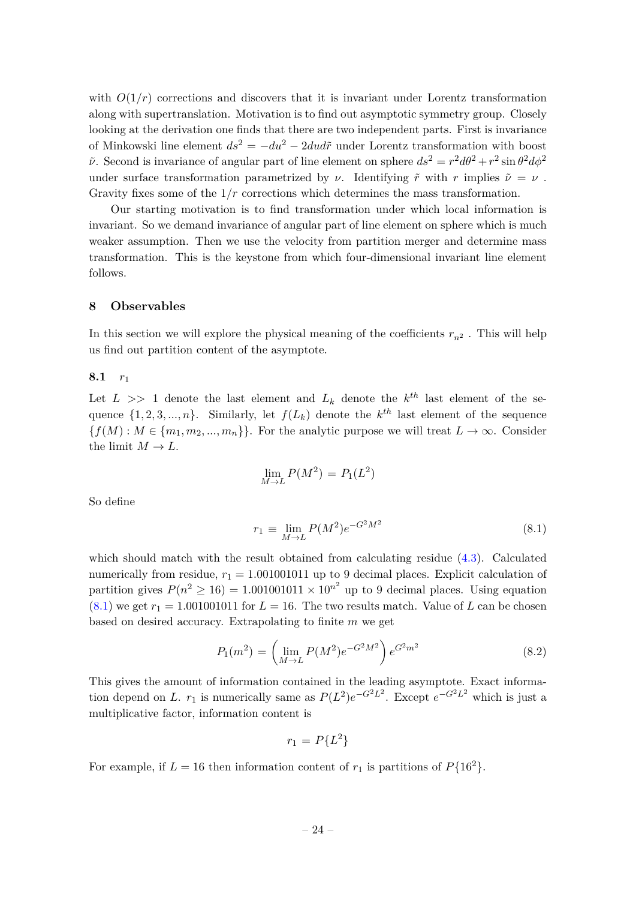with $O(1/r)$ corrections and discovers that it is invariant under Lorentz transformation along with supertranslation. Motivation is to find out asymptotic symmetry group. Closely looking at the derivation one finds that there are two independent parts. First is invariance of Minkowski line element $ds^2 = -du^2 - 2dud\tilde{r}$ under Lorentz transformation with boost $\tilde{\nu}$. Second is invariance of angular part of line element on sphere $ds^2 = r^2 d\theta^2 + r^2 \sin\theta^2 d\phi^2$ under surface transformation parametrized by $\nu$. Identifying $\tilde{r}$ with $r$ implies $\tilde{\nu} = \nu$ . Gravity fixes some of the $1/r$ corrections which determines the mass transformation.

Our starting motivation is to find transformation under which local information is invariant. So we demand invariance of angular part of line element on sphere which is much weaker assumption. Then we use the velocity from partition merger and determine mass transformation. This is the keystone from which four-dimensional invariant line element follows.

## 8 Observables

In this section we will explore the physical meaning of the coefficients $r_{n^2}$ . This will help us find out partition content of the asymptote.

### 8.1 $r_1$

Let $L >> 1$ denote the last element and $L_k$ denote the $k^{th}$ last element of the sequence $\{1, 2, 3, ..., n\}$. Similarly, let $f(L_k)$ denote the $k^{th}$ last element of the sequence $\{f(M) : M \in \{m_1, m_2, ..., m_n\}\}$. For the analytic purpose we will treat $L \to \infty$. Consider the limit $M \to L$.

$$\lim_{M \to L} P(M^2) = P_1(L^2)$$

So define

$$r_1 \equiv \lim_{M \to L} P(M^2) e^{-G^2 M^2} \tag{8.1}$$

which should match with the result obtained from calculating residue (4.3). Calculated numerically from residue, $r_1 = 1.001001011$ up to 9 decimal places. Explicit calculation of partition gives $P(n^2 \geq 16) = 1.001001011 \times 10^{n^2}$ up to 9 decimal places. Using equation (8.1) we get $r_1 = 1.001001011$ for $L = 16$. The two results match. Value of $L$ can be chosen based on desired accuracy. Extrapolating to finite $m$ we get

$$P_1(m^2) = \left( \lim_{M \to L} P(M^2) e^{-G^2 M^2} \right) e^{G^2 m^2} \tag{8.2}$$

This gives the amount of information contained in the leading asymptote. Exact information depend on $L$. $r_1$ is numerically same as $P(L^2) e^{-G^2 L^2}$. Except $e^{-G^2 L^2}$ which is just a multiplicative factor, information content is

$$r_1 = P\{L^2\}$$

For example, if $L = 16$ then information content of $r_1$ is partitions of $P\{16^2\}$.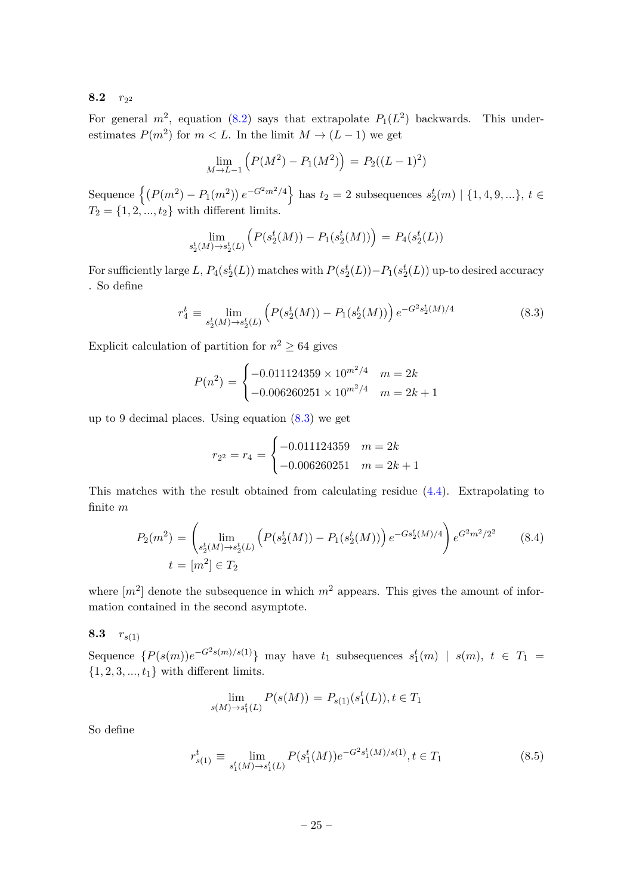### 8.2 $r_{2^2}$

For general $m^2$, equation (8.2) says that extrapolate $P_1(L^2)$ backwards. This underestimates $P(m^2)$ for $m < L$. In the limit $M \to (L-1)$ we get

$$\lim_{M \to L-1} \left( P(M^2) - P_1(M^2) \right) = P_2((L-1)^2)$$

Sequence $\left\{ \left( P(m^2) - P_1(m^2) \right) e^{-G^2 m^2/4} \right\}$ has $t_2 = 2$ subsequences $s_2^t(m) \mid \{1, 4, 9, ...\}$, $t \in T_2 = \{1, 2, ..., t_2\}$ with different limits.

$$\lim_{s_2^t(M) \to s_2^t(L)} \left( P(s_2^t(M)) - P_1(s_2^t(M)) \right) = P_4(s_2^t(L))$$

For sufficiently large $L$, $P_4(s_2^t(L))$ matches with $P(s_2^t(L)) - P_1(s_2^t(L))$ up-to desired accuracy . So define

$$r_4^t \equiv \lim_{s_2^t(M) \to s_2^t(L)} \left( P(s_2^t(M)) - P_1(s_2^t(M)) \right) e^{-G^2 s_2^t(M)/4} \tag{8.3}$$

Explicit calculation of partition for $n^2 \geq 64$ gives

$$P(n^2) = \begin{cases} -0.011124359 \times 10^{m^2/4} & m = 2k \\ -0.006260251 \times 10^{m^2/4} & m = 2k+1 \end{cases}$$

up to 9 decimal places. Using equation (8.3) we get

$$r_{2^2} = r_4 = \begin{cases} -0.011124359 & m = 2k \\ -0.006260251 & m = 2k+1 \end{cases}$$

This matches with the result obtained from calculating residue (4.4). Extrapolating to finite $m$

$$P_2(m^2) = \left( \lim_{s_2^t(M) \to s_2^t(L)} \left( P(s_2^t(M)) - P_1(s_2^t(M)) \right) e^{-G s_2^t(M)/4} \right) e^{G^2 m^2/2^2} \tag{8.4}$$
$$t = [m^2] \in T_2$$

where $[m^2]$ denote the subsequence in which $m^2$ appears. This gives the amount of information contained in the second asymptote.

### 8.3 $r_{s(1)}$

Sequence $\{P(s(m)) e^{-G^2 s(m)/s(1)}\}$ may have $t_1$ subsequences $s_1^t(m) \mid s(m)$, $t \in T_1 = \{1, 2, 3, ..., t_1\}$ with different limits.

$$\lim_{s(M) \to s_1^t(L)} P(s(M)) = P_{s(1)}(s_1^t(L)), t \in T_1$$

So define

$$r_{s(1)}^t \equiv \lim_{s_1^t(M) \to s_1^t(L)} P(s_1^t(M)) e^{-G^2 s_1^t(M)/s(1)}, t \in T_1 \tag{8.5}$$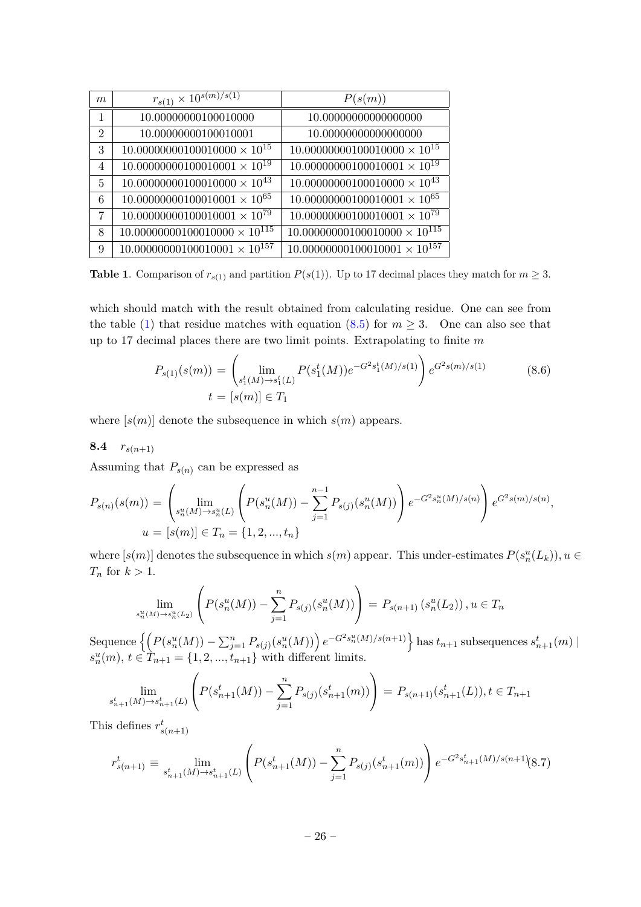| $m$ | $r_{s(1)} \times 10^{s(m)/s(1)}$ | $P(s(m))$ |
|---|---|---|
| 1 | 10.00000000100010000 | 10.00000000000000000 |
| 2 | 10.00000000100010001 | 10.00000000000000000 |
| 3 | $10.00000000100010000 \times 10^{15}$ | $10.00000000100010000 \times 10^{15}$ |
| 4 | $10.00000000100010001 \times 10^{19}$ | $10.00000000100010001 \times 10^{19}$ |
| 5 | $10.00000000100010000 \times 10^{43}$ | $10.00000000100010000 \times 10^{43}$ |
| 6 | $10.00000000100010001 \times 10^{65}$ | $10.00000000100010001 \times 10^{65}$ |
| 7 | $10.00000000100010001 \times 10^{79}$ | $10.00000000100010001 \times 10^{79}$ |
| 8 | $10.00000000100010000 \times 10^{115}$ | $10.00000000100010000 \times 10^{115}$ |
| 9 | $10.00000000100010001 \times 10^{157}$ | $10.00000000100010001 \times 10^{157}$ |

**Table 1**. Comparison of $r_{s(1)}$ and partition $P(s(1))$. Up to 17 decimal places they match for $m \geq 3$.

which should match with the result obtained from calculating residue. One can see from the table (1) that residue matches with equation (8.5) for $m \geq 3$. One can also see that up to 17 decimal places there are two limit points. Extrapolating to finite $m$

$$P_{s(1)}(s(m)) = \left( \lim_{s_1^t(M) \to s_1^t(L)} P(s_1^t(M)) e^{-G^2 s_1^t(M)/s(1)} \right) e^{G^2 s(m)/s(1)} \qquad (8.6)$$
$$t = [s(m)] \in T_1$$

where $[s(m)]$ denote the subsequence in which $s(m)$ appears.

## 8.4 $r_{s(n+1)}$

Assuming that $P_{s(n)}$ can be expressed as

$$P_{s(n)}(s(m)) = \left( \lim_{s_n^u(M) \to s_n^u(L)} \left( P(s_n^u(M)) - \sum_{j=1}^{n-1} P_{s(j)}(s_n^u(M)) \right) e^{-G^2 s_n^u(M)/s(n)} \right) e^{G^2 s(m)/s(n)},$$
$$u = [s(m)] \in T_n = \{1, 2, ..., t_n\}$$

where $[s(m)]$ denotes the subsequence in which $s(m)$ appear. This under-estimates $P(s_n^u(L_k)), u \in T_n$ for $k > 1$.

$$\lim_{s_n^u(M) \to s_n^u(L_2)} \left( P(s_n^u(M)) - \sum_{j=1}^{n} P_{s(j)}(s_n^u(M)) \right) = P_{s(n+1)}\left(s_n^u(L_2)\right), u \in T_n$$

Sequence $\left\{ \left( P(s_n^u(M)) - \sum_{j=1}^{n} P_{s(j)}(s_n^u(M)) \right) e^{-G^2 s_n^u(M)/s(n+1)} \right\}$ has $t_{n+1}$ subsequences $s_{n+1}^t(m) \mid s_n^u(m)$, $t \in T_{n+1} = \{1, 2, ..., t_{n+1}\}$ with different limits.

$$\lim_{s_{n+1}^t(M) \to s_{n+1}^t(L)} \left( P(s_{n+1}^t(M)) - \sum_{j=1}^{n} P_{s(j)}(s_{n+1}^t(m)) \right) = P_{s(n+1)}(s_{n+1}^t(L)), t \in T_{n+1}$$

This defines $r_{s(n+1)}^t$

$$r_{s(n+1)}^t \equiv \lim_{s_{n+1}^t(M) \to s_{n+1}^t(L)} \left( P(s_{n+1}^t(M)) - \sum_{j=1}^{n} P_{s(j)}(s_{n+1}^t(m)) \right) e^{-G^2 s_{n+1}^t(M)/s(n+1)} \qquad (8.7)$$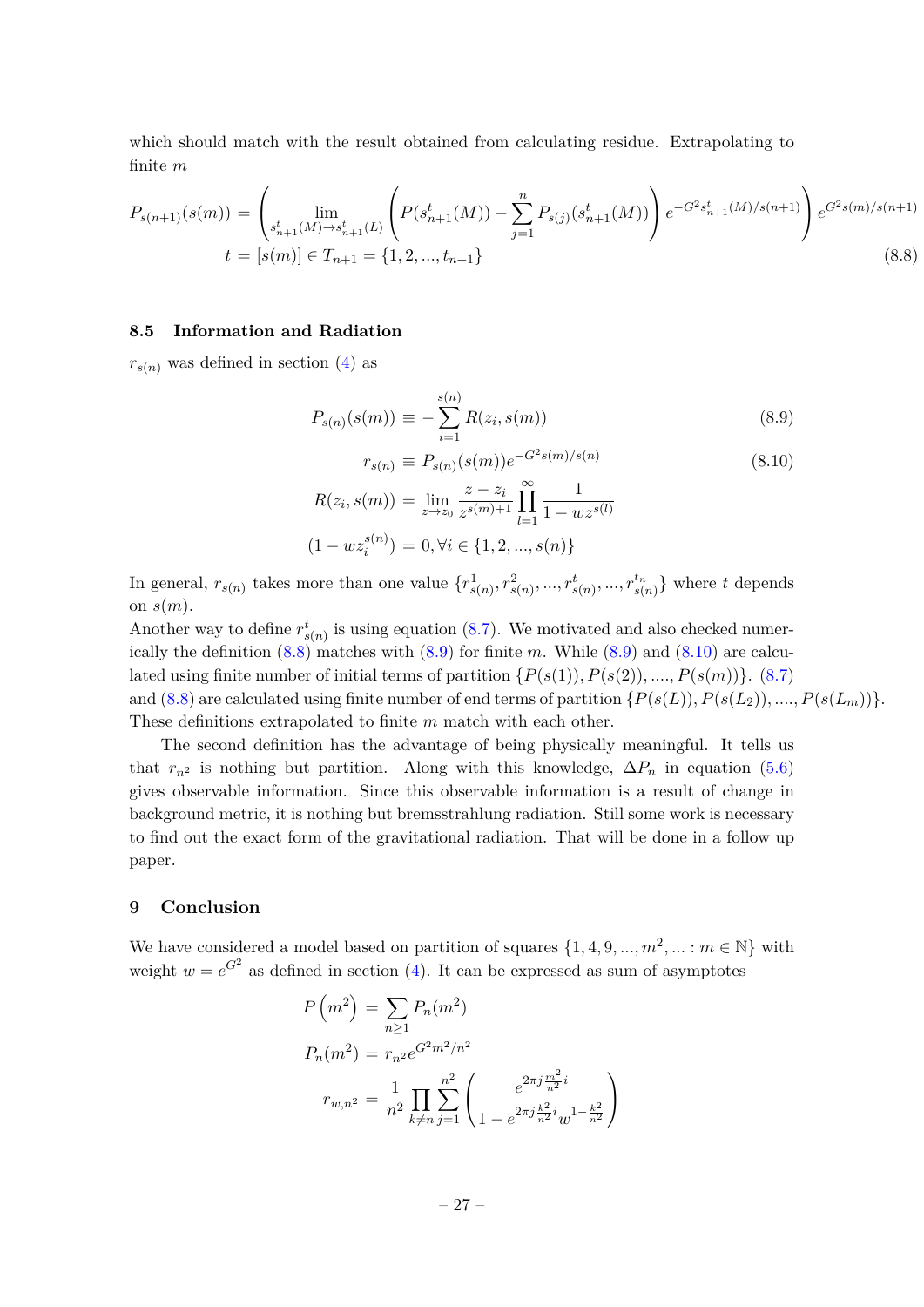which should match with the result obtained from calculating residue. Extrapolating to finite $m$

$$
\begin{aligned}
P_{s(n+1)}(s(m)) &= \left(\lim_{s^t_{n+1}(M)\to s^t_{n+1}(L)} \left(P(s^t_{n+1}(M)) - \sum_{j=1}^{n} P_{s(j)}(s^t_{n+1}(M))\right) e^{-G^2 s^t_{n+1}(M)/s(n+1)}\right) e^{G^2 s(m)/s(n+1)} \\
t &= [s(m)] \in T_{n+1} = \{1, 2, ..., t_{n+1}\}
\end{aligned}
\tag{8.8}
$$

### 8.5 Information and Radiation

$r_{s(n)}$ was defined in section (4) as

$$
P_{s(n)}(s(m)) \equiv -\sum_{i=1}^{s(n)} R(z_i, s(m)) \tag{8.9}
$$

$$
r_{s(n)} \equiv P_{s(n)}(s(m)) e^{-G^2 s(m)/s(n)} \tag{8.10}
$$

$$
R(z_i, s(m)) = \lim_{z\to z_0} \frac{z - z_i}{z^{s(m)+1}} \prod_{l=1}^{\infty} \frac{1}{1 - w z^{s(l)}}
$$

$$
(1 - w z_i^{s(n)}) = 0, \forall i \in \{1, 2, ..., s(n)\}
$$

In general, $r_{s(n)}$ takes more than one value $\{r^1_{s(n)}, r^2_{s(n)}, ..., r^t_{s(n)}, ..., r^{t_n}_{s(n)}\}$ where $t$ depends on $s(m)$.

Another way to define $r^t_{s(n)}$ is using equation (8.7). We motivated and also checked numerically the definition (8.8) matches with (8.9) for finite $m$. While (8.9) and (8.10) are calculated using finite number of initial terms of partition $\{P(s(1)), P(s(2)), ...., P(s(m))\}$. (8.7) and (8.8) are calculated using finite number of end terms of partition $\{P(s(L)), P(s(L_2)), ...., P(s(L_m))\}$. These definitions extrapolated to finite $m$ match with each other.

The second definition has the advantage of being physically meaningful. It tells us that $r_{n^2}$ is nothing but partition. Along with this knowledge, $\Delta P_n$ in equation (5.6) gives observable information. Since this observable information is a result of change in background metric, it is nothing but bremsstrahlung radiation. Still some work is necessary to find out the exact form of the gravitational radiation. That will be done in a follow up paper.

## 9 Conclusion

We have considered a model based on partition of squares $\{1, 4, 9, ..., m^2, ... : m \in \mathbb{N}\}$ with weight $w = e^{G^2}$ as defined in section (4). It can be expressed as sum of asymptotes

$$
P\left(m^2\right) = \sum_{n\geq 1} P_n(m^2)
$$

$$
P_n(m^2) = r_{n^2} e^{G^2 m^2/n^2}
$$

$$
r_{w,n^2} = \frac{1}{n^2} \prod_{k\neq n} \sum_{j=1}^{n^2} \left(\frac{e^{2\pi j \frac{m^2}{n^2} i}}{1 - e^{2\pi j \frac{k^2}{n^2} i} w^{1-\frac{k^2}{n^2}}}\right)
$$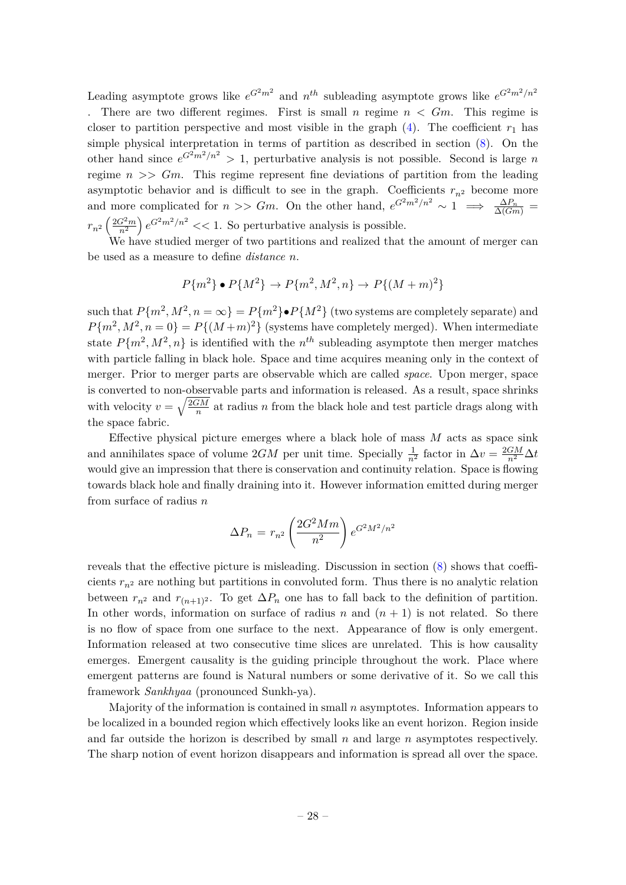Leading asymptote grows like $e^{G^2m^2}$ and $n^{th}$ subleading asymptote grows like $e^{G^2m^2/n^2}$. There are two different regimes. First is small $n$ regime $n < Gm$. This regime is closer to partition perspective and most visible in the graph (4). The coefficient $r_1$ has simple physical interpretation in terms of partition as described in section (8). On the other hand since $e^{G^2m^2/n^2} > 1$, perturbative analysis is not possible. Second is large $n$ regime $n >> Gm$. This regime represent fine deviations of partition from the leading asymptotic behavior and is difficult to see in the graph. Coefficients $r_{n^2}$ become more and more complicated for $n >> Gm$. On the other hand, $e^{G^2m^2/n^2} \sim 1 \implies \frac{\Delta P_n}{\Delta(Gm)} = r_{n^2}\left(\frac{2G^2m}{n^2}\right)e^{G^2m^2/n^2} << 1$. So perturbative analysis is possible.

We have studied merger of two partitions and realized that the amount of merger can be used as a measure to define *distance n*.

$$P\{m^2\} \bullet P\{M^2\} \to P\{m^2, M^2, n\} \to P\{(M+m)^2\}$$

such that $P\{m^2, M^2, n = \infty\} = P\{m^2\} \bullet P\{M^2\}$ (two systems are completely separate) and $P\{m^2, M^2, n = 0\} = P\{(M+m)^2\}$ (systems have completely merged). When intermediate state $P\{m^2, M^2, n\}$ is identified with the $n^{th}$ subleading asymptote then merger matches with particle falling in black hole. Space and time acquires meaning only in the context of merger. Prior to merger parts are observable which are called *space*. Upon merger, space is converted to non-observable parts and information is released. As a result, space shrinks with velocity $v = \sqrt{\frac{2GM}{n}}$ at radius $n$ from the black hole and test particle drags along with the space fabric.

Effective physical picture emerges where a black hole of mass $M$ acts as space sink and annihilates space of volume $2GM$ per unit time. Specially $\frac{1}{n^2}$ factor in $\Delta v = \frac{2GM}{n^2}\Delta t$ would give an impression that there is conservation and continuity relation. Space is flowing towards black hole and finally draining into it. However information emitted during merger from surface of radius $n$

$$\Delta P_n = r_{n^2}\left(\frac{2G^2Mm}{n^2}\right)e^{G^2M^2/n^2}$$

reveals that the effective picture is misleading. Discussion in section (8) shows that coefficients $r_{n^2}$ are nothing but partitions in convoluted form. Thus there is no analytic relation between $r_{n^2}$ and $r_{(n+1)^2}$. To get $\Delta P_n$ one has to fall back to the definition of partition. In other words, information on surface of radius $n$ and $(n+1)$ is not related. So there is no flow of space from one surface to the next. Appearance of flow is only emergent. Information released at two consecutive time slices are unrelated. This is how causality emerges. Emergent causality is the guiding principle throughout the work. Place where emergent patterns are found is Natural numbers or some derivative of it. So we call this framework *Sankhyaa* (pronounced Sunkh-ya).

Majority of the information is contained in small $n$ asymptotes. Information appears to be localized in a bounded region which effectively looks like an event horizon. Region inside and far outside the horizon is described by small $n$ and large $n$ asymptotes respectively. The sharp notion of event horizon disappears and information is spread all over the space.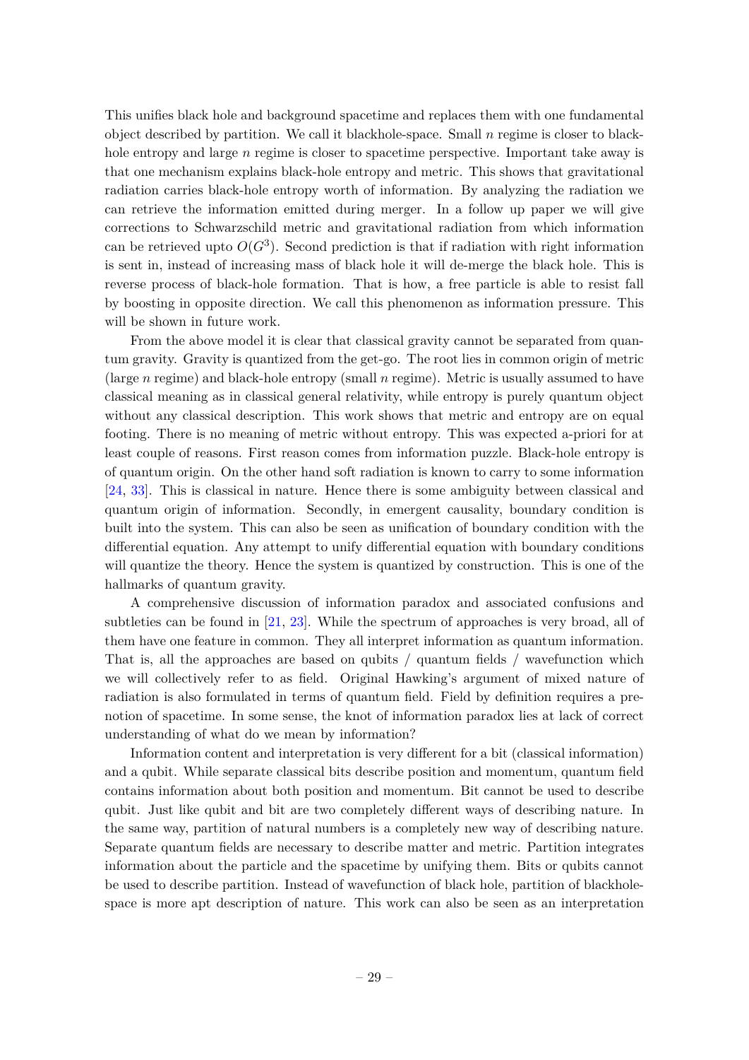This unifies black hole and background spacetime and replaces them with one fundamental object described by partition. We call it blackhole-space. Small $n$ regime is closer to black-hole entropy and large $n$ regime is closer to spacetime perspective. Important take away is that one mechanism explains black-hole entropy and metric. This shows that gravitational radiation carries black-hole entropy worth of information. By analyzing the radiation we can retrieve the information emitted during merger. In a follow up paper we will give corrections to Schwarzschild metric and gravitational radiation from which information can be retrieved upto $O(G^3)$. Second prediction is that if radiation with right information is sent in, instead of increasing mass of black hole it will de-merge the black hole. This is reverse process of black-hole formation. That is how, a free particle is able to resist fall by boosting in opposite direction. We call this phenomenon as information pressure. This will be shown in future work.

From the above model it is clear that classical gravity cannot be separated from quantum gravity. Gravity is quantized from the get-go. The root lies in common origin of metric (large $n$ regime) and black-hole entropy (small $n$ regime). Metric is usually assumed to have classical meaning as in classical general relativity, while entropy is purely quantum object without any classical description. This work shows that metric and entropy are on equal footing. There is no meaning of metric without entropy. This was expected a-priori for at least couple of reasons. First reason comes from information puzzle. Black-hole entropy is of quantum origin. On the other hand soft radiation is known to carry to some information [24, 33]. This is classical in nature. Hence there is some ambiguity between classical and quantum origin of information. Secondly, in emergent causality, boundary condition is built into the system. This can also be seen as unification of boundary condition with the differential equation. Any attempt to unify differential equation with boundary conditions will quantize the theory. Hence the system is quantized by construction. This is one of the hallmarks of quantum gravity.

A comprehensive discussion of information paradox and associated confusions and subtleties can be found in [21, 23]. While the spectrum of approaches is very broad, all of them have one feature in common. They all interpret information as quantum information. That is, all the approaches are based on qubits / quantum fields / wavefunction which we will collectively refer to as field. Original Hawking's argument of mixed nature of radiation is also formulated in terms of quantum field. Field by definition requires a pre-notion of spacetime. In some sense, the knot of information paradox lies at lack of correct understanding of what do we mean by information?

Information content and interpretation is very different for a bit (classical information) and a qubit. While separate classical bits describe position and momentum, quantum field contains information about both position and momentum. Bit cannot be used to describe qubit. Just like qubit and bit are two completely different ways of describing nature. In the same way, partition of natural numbers is a completely new way of describing nature. Separate quantum fields are necessary to describe matter and metric. Partition integrates information about the particle and the spacetime by unifying them. Bits or qubits cannot be used to describe partition. Instead of wavefunction of black hole, partition of blackhole-space is more apt description of nature. This work can also be seen as an interpretation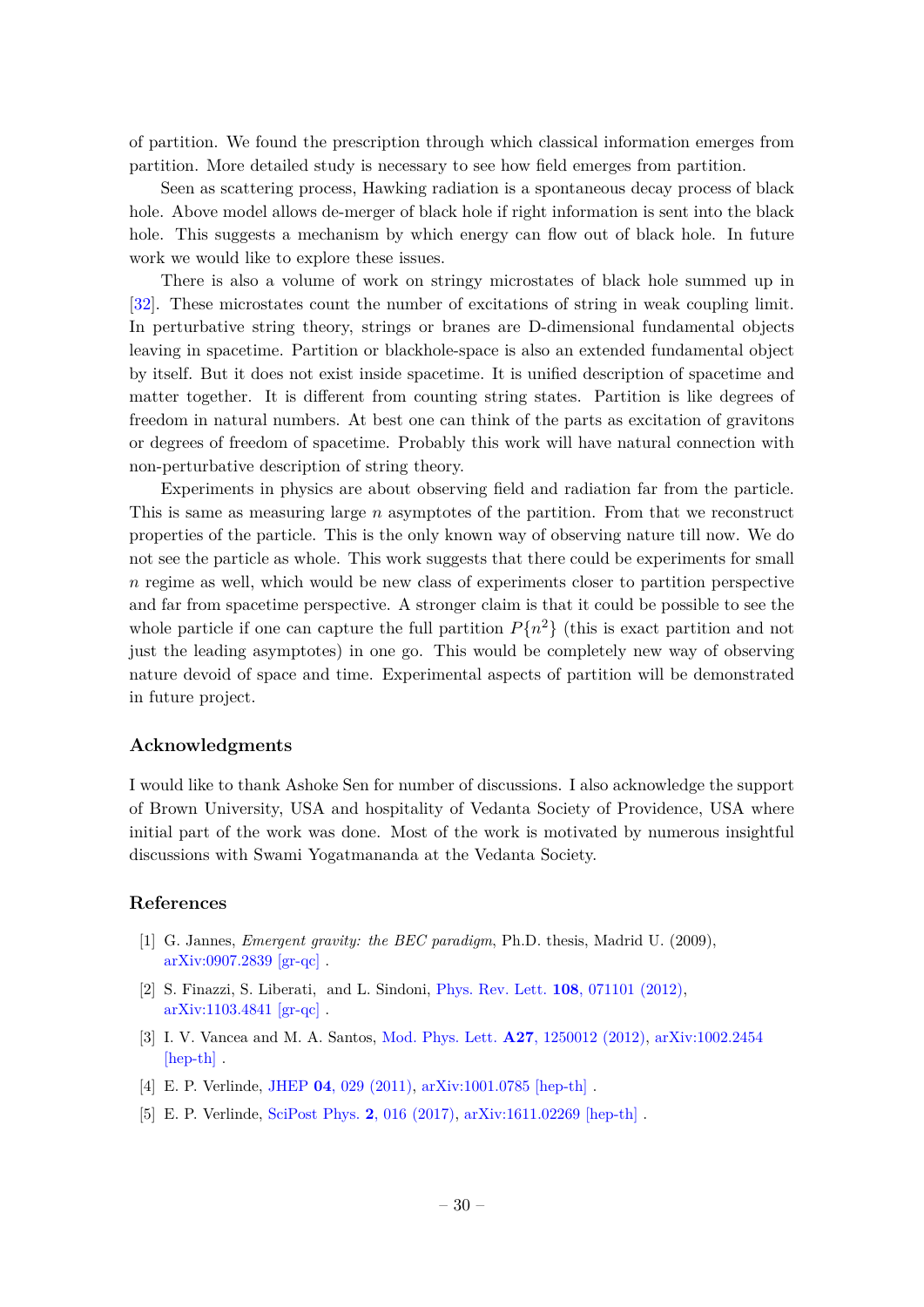of partition. We found the prescription through which classical information emerges from partition. More detailed study is necessary to see how field emerges from partition.

Seen as scattering process, Hawking radiation is a spontaneous decay process of black hole. Above model allows de-merger of black hole if right information is sent into the black hole. This suggests a mechanism by which energy can flow out of black hole. In future work we would like to explore these issues.

There is also a volume of work on stringy microstates of black hole summed up in [32]. These microstates count the number of excitations of string in weak coupling limit. In perturbative string theory, strings or branes are D-dimensional fundamental objects leaving in spacetime. Partition or blackhole-space is also an extended fundamental object by itself. But it does not exist inside spacetime. It is unified description of spacetime and matter together. It is different from counting string states. Partition is like degrees of freedom in natural numbers. At best one can think of the parts as excitation of gravitons or degrees of freedom of spacetime. Probably this work will have natural connection with non-perturbative description of string theory.

Experiments in physics are about observing field and radiation far from the particle. This is same as measuring large $n$ asymptotes of the partition. From that we reconstruct properties of the particle. This is the only known way of observing nature till now. We do not see the particle as whole. This work suggests that there could be experiments for small $n$ regime as well, which would be new class of experiments closer to partition perspective and far from spacetime perspective. A stronger claim is that it could be possible to see the whole particle if one can capture the full partition $P\{n^2\}$ (this is exact partition and not just the leading asymptotes) in one go. This would be completely new way of observing nature devoid of space and time. Experimental aspects of partition will be demonstrated in future project.

## Acknowledgments

I would like to thank Ashoke Sen for number of discussions. I also acknowledge the support of Brown University, USA and hospitality of Vedanta Society of Providence, USA where initial part of the work was done. Most of the work is motivated by numerous insightful discussions with Swami Yogatmananda at the Vedanta Society.

## References

[1] G. Jannes, *Emergent gravity: the BEC paradigm*, Ph.D. thesis, Madrid U. (2009), arXiv:0907.2839 [gr-qc] .

[2] S. Finazzi, S. Liberati, and L. Sindoni, Phys. Rev. Lett. **108**, 071101 (2012), arXiv:1103.4841 [gr-qc] .

[3] I. V. Vancea and M. A. Santos, Mod. Phys. Lett. **A27**, 1250012 (2012), arXiv:1002.2454 [hep-th] .

[4] E. P. Verlinde, JHEP **04**, 029 (2011), arXiv:1001.0785 [hep-th] .

[5] E. P. Verlinde, SciPost Phys. **2**, 016 (2017), arXiv:1611.02269 [hep-th] .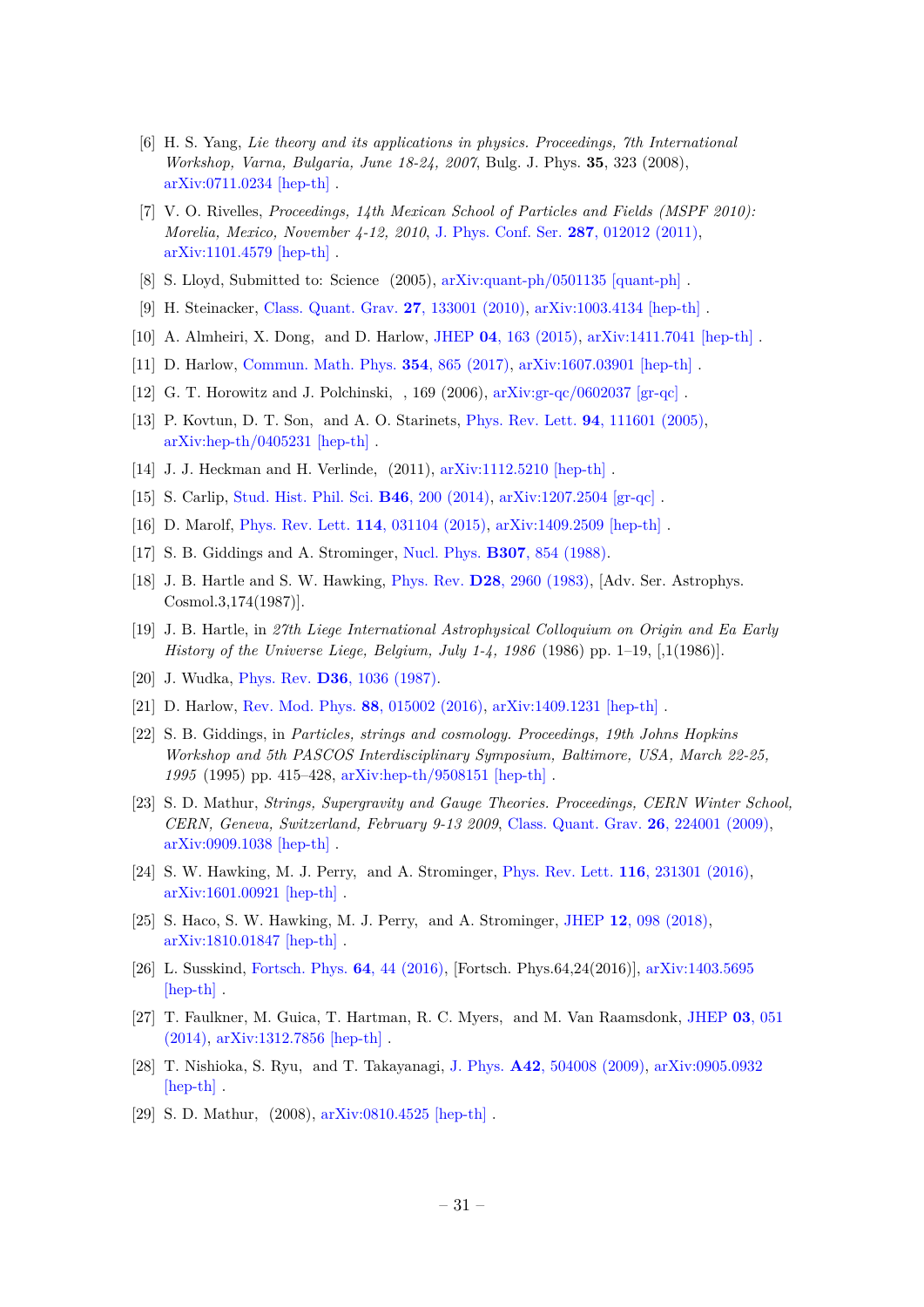[6] H. S. Yang, *Lie theory and its applications in physics. Proceedings, 7th International Workshop, Varna, Bulgaria, June 18-24, 2007*, Bulg. J. Phys. **35**, 323 (2008), arXiv:0711.0234 [hep-th] .

[7] V. O. Rivelles, *Proceedings, 14th Mexican School of Particles and Fields (MSPF 2010): Morelia, Mexico, November 4-12, 2010*, J. Phys. Conf. Ser. **287**, 012012 (2011), arXiv:1101.4579 [hep-th] .

[8] S. Lloyd, Submitted to: Science (2005), arXiv:quant-ph/0501135 [quant-ph] .

[9] H. Steinacker, Class. Quant. Grav. **27**, 133001 (2010), arXiv:1003.4134 [hep-th] .

[10] A. Almheiri, X. Dong, and D. Harlow, JHEP **04**, 163 (2015), arXiv:1411.7041 [hep-th] .

[11] D. Harlow, Commun. Math. Phys. **354**, 865 (2017), arXiv:1607.03901 [hep-th] .

[12] G. T. Horowitz and J. Polchinski, , 169 (2006), arXiv:gr-qc/0602037 [gr-qc] .

[13] P. Kovtun, D. T. Son, and A. O. Starinets, Phys. Rev. Lett. **94**, 111601 (2005), arXiv:hep-th/0405231 [hep-th] .

[14] J. J. Heckman and H. Verlinde, (2011), arXiv:1112.5210 [hep-th] .

[15] S. Carlip, Stud. Hist. Phil. Sci. **B46**, 200 (2014), arXiv:1207.2504 [gr-qc] .

[16] D. Marolf, Phys. Rev. Lett. **114**, 031104 (2015), arXiv:1409.2509 [hep-th] .

[17] S. B. Giddings and A. Strominger, Nucl. Phys. **B307**, 854 (1988).

[18] J. B. Hartle and S. W. Hawking, Phys. Rev. **D28**, 2960 (1983), [Adv. Ser. Astrophys. Cosmol.3,174(1987)].

[19] J. B. Hartle, in *27th Liege International Astrophysical Colloquium on Origin and Ea Early History of the Universe Liege, Belgium, July 1-4, 1986* (1986) pp. 1–19, [,1(1986)].

[20] J. Wudka, Phys. Rev. **D36**, 1036 (1987).

[21] D. Harlow, Rev. Mod. Phys. **88**, 015002 (2016), arXiv:1409.1231 [hep-th] .

[22] S. B. Giddings, in *Particles, strings and cosmology. Proceedings, 19th Johns Hopkins Workshop and 5th PASCOS Interdisciplinary Symposium, Baltimore, USA, March 22-25, 1995* (1995) pp. 415–428, arXiv:hep-th/9508151 [hep-th] .

[23] S. D. Mathur, *Strings, Supergravity and Gauge Theories. Proceedings, CERN Winter School, CERN, Geneva, Switzerland, February 9-13 2009*, Class. Quant. Grav. **26**, 224001 (2009), arXiv:0909.1038 [hep-th] .

[24] S. W. Hawking, M. J. Perry, and A. Strominger, Phys. Rev. Lett. **116**, 231301 (2016), arXiv:1601.00921 [hep-th] .

[25] S. Haco, S. W. Hawking, M. J. Perry, and A. Strominger, JHEP **12**, 098 (2018), arXiv:1810.01847 [hep-th] .

[26] L. Susskind, Fortsch. Phys. **64**, 44 (2016), [Fortsch. Phys.64,24(2016)], arXiv:1403.5695 [hep-th] .

[27] T. Faulkner, M. Guica, T. Hartman, R. C. Myers, and M. Van Raamsdonk, JHEP **03**, 051 (2014), arXiv:1312.7856 [hep-th] .

[28] T. Nishioka, S. Ryu, and T. Takayanagi, J. Phys. **A42**, 504008 (2009), arXiv:0905.0932 [hep-th] .

[29] S. D. Mathur, (2008), arXiv:0810.4525 [hep-th] .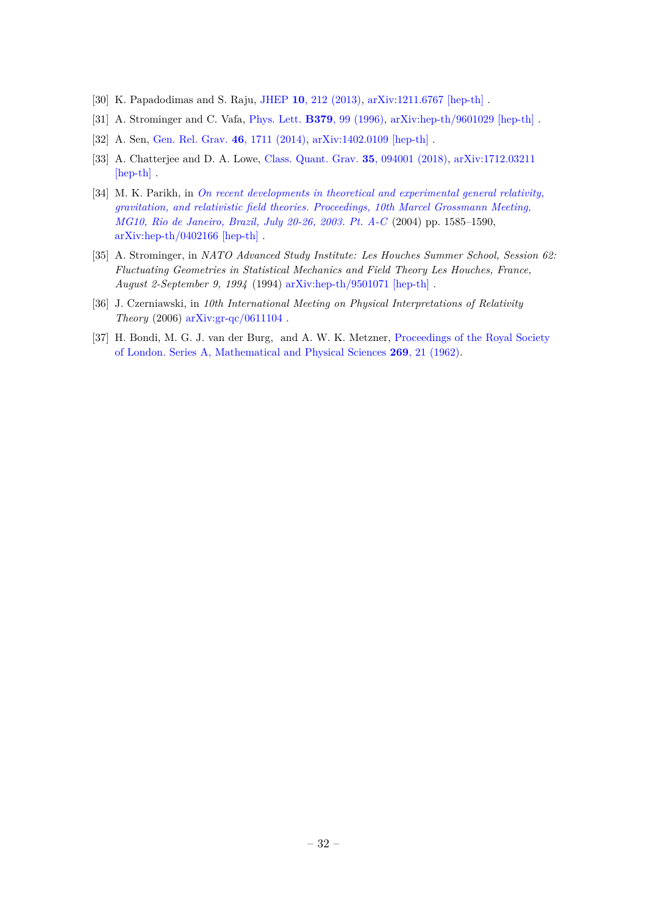[30] K. Papadodimas and S. Raju, JHEP **10**, 212 (2013), arXiv:1211.6767 [hep-th] .

[31] A. Strominger and C. Vafa, Phys. Lett. **B379**, 99 (1996), arXiv:hep-th/9601029 [hep-th] .

[32] A. Sen, Gen. Rel. Grav. **46**, 1711 (2014), arXiv:1402.0109 [hep-th] .

[33] A. Chatterjee and D. A. Lowe, Class. Quant. Grav. **35**, 094001 (2018), arXiv:1712.03211 [hep-th] .

[34] M. K. Parikh, in *On recent developments in theoretical and experimental general relativity, gravitation, and relativistic field theories. Proceedings, 10th Marcel Grossmann Meeting, MG10, Rio de Janeiro, Brazil, July 20-26, 2003. Pt. A-C* (2004) pp. 1585–1590, arXiv:hep-th/0402166 [hep-th] .

[35] A. Strominger, in *NATO Advanced Study Institute: Les Houches Summer School, Session 62: Fluctuating Geometries in Statistical Mechanics and Field Theory Les Houches, France, August 2-September 9, 1994* (1994) arXiv:hep-th/9501071 [hep-th] .

[36] J. Czerniawski, in *10th International Meeting on Physical Interpretations of Relativity Theory* (2006) arXiv:gr-qc/0611104 .

[37] H. Bondi, M. G. J. van der Burg, and A. W. K. Metzner, Proceedings of the Royal Society of London. Series A, Mathematical and Physical Sciences **269**, 21 (1962).